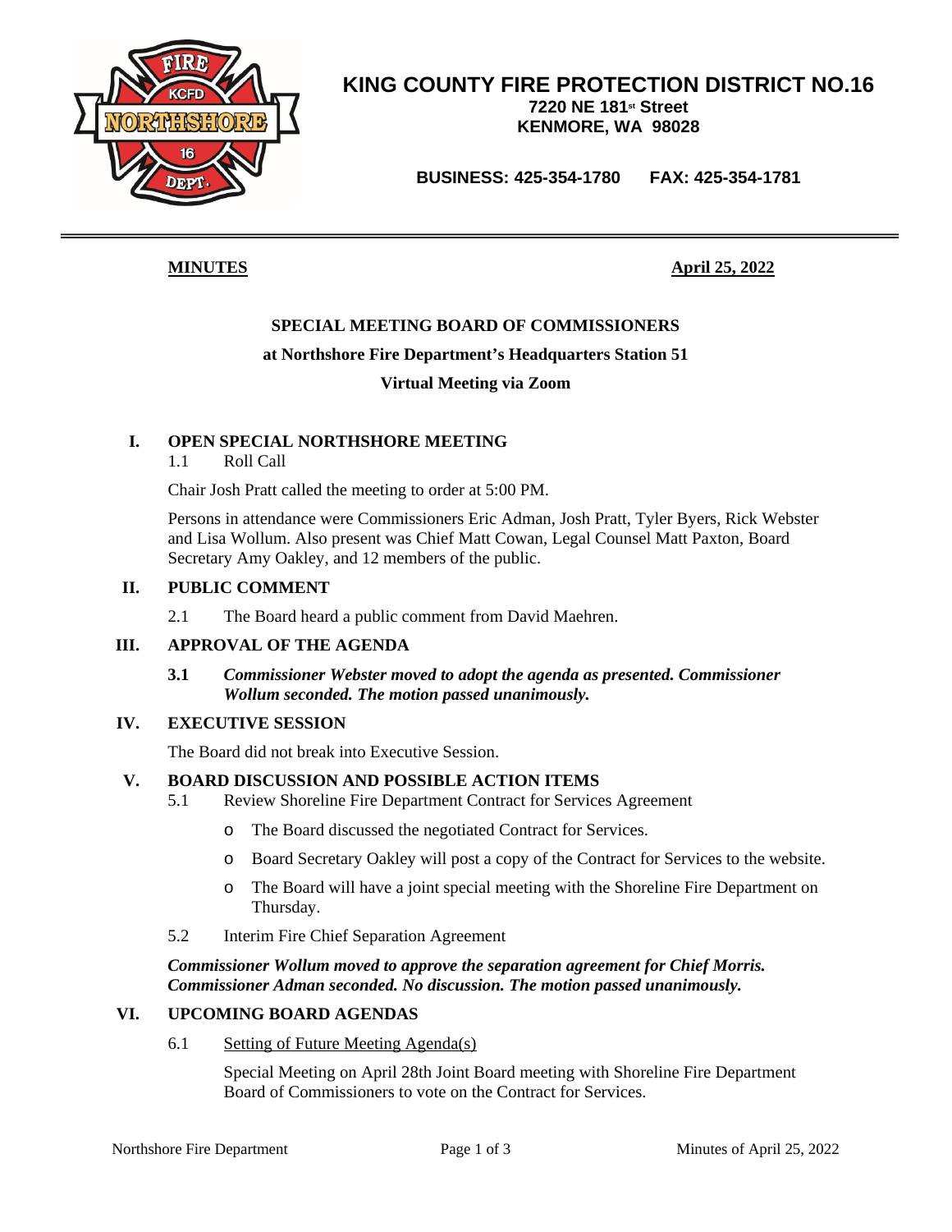# KING COUNTY FIRE PROTECTION DISTRICT NO.16

**7220 NE 181st Street**
**KENMORE, WA 98028**

**BUSINESS: 425-354-1780 FAX: 425-354-1781**

---

**MINUTES** **April 25, 2022**

## SPECIAL MEETING BOARD OF COMMISSIONERS

**at Northshore Fire Department's Headquarters Station 51**

**Virtual Meeting via Zoom**

### I. OPEN SPECIAL NORTHSHORE MEETING

1.1 Roll Call

Chair Josh Pratt called the meeting to order at 5:00 PM.

Persons in attendance were Commissioners Eric Adman, Josh Pratt, Tyler Byers, Rick Webster and Lisa Wollum. Also present was Chief Matt Cowan, Legal Counsel Matt Paxton, Board Secretary Amy Oakley, and 12 members of the public.

### II. PUBLIC COMMENT

2.1 The Board heard a public comment from David Maehren.

### III. APPROVAL OF THE AGENDA

**3.1** ***Commissioner Webster moved to adopt the agenda as presented. Commissioner Wollum seconded. The motion passed unanimously.***

### IV. EXECUTIVE SESSION

The Board did not break into Executive Session.

### V. BOARD DISCUSSION AND POSSIBLE ACTION ITEMS

5.1 Review Shoreline Fire Department Contract for Services Agreement

- The Board discussed the negotiated Contract for Services.
- Board Secretary Oakley will post a copy of the Contract for Services to the website.
- The Board will have a joint special meeting with the Shoreline Fire Department on Thursday.

5.2 Interim Fire Chief Separation Agreement

***Commissioner Wollum moved to approve the separation agreement for Chief Morris. Commissioner Adman seconded. No discussion. The motion passed unanimously.***

### VI. UPCOMING BOARD AGENDAS

6.1 Setting of Future Meeting Agenda(s)

Special Meeting on April 28th Joint Board meeting with Shoreline Fire Department Board of Commissioners to vote on the Contract for Services.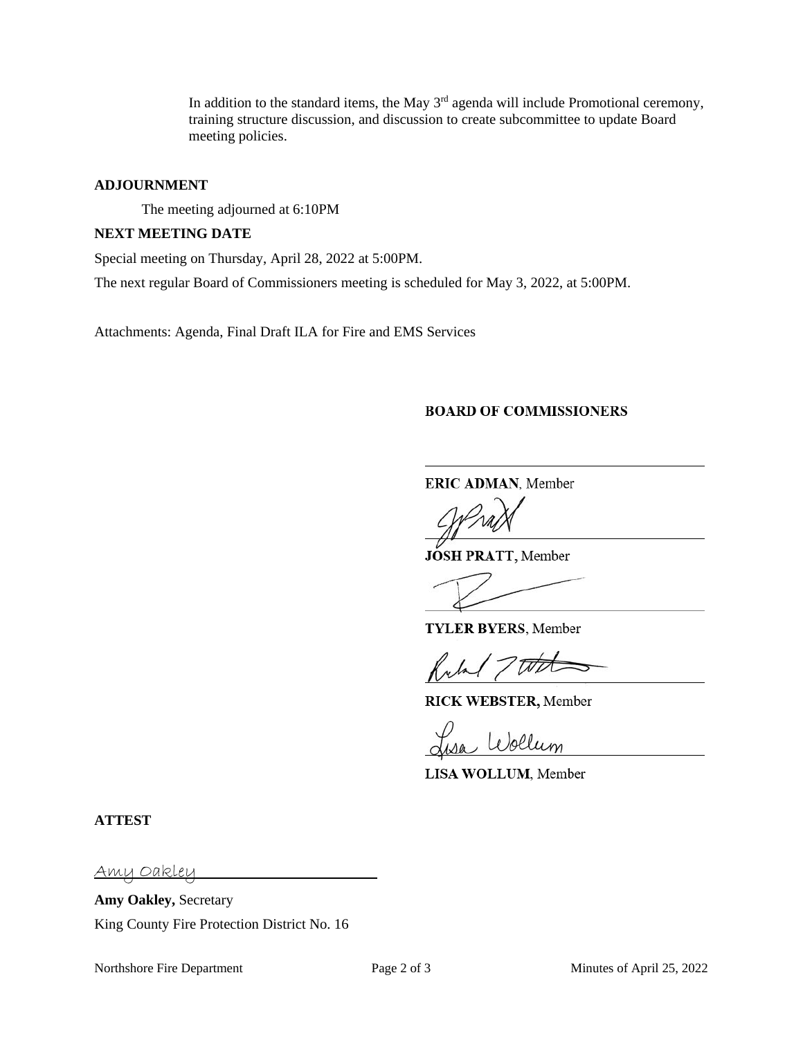In addition to the standard items, the May 3rd agenda will include Promotional ceremony, training structure discussion, and discussion to create subcommittee to update Board meeting policies.

**ADJOURNMENT**

The meeting adjourned at 6:10PM

**NEXT MEETING DATE**

Special meeting on Thursday, April 28, 2022 at 5:00PM.

The next regular Board of Commissioners meeting is scheduled for May 3, 2022, at 5:00PM.

Attachments: Agenda, Final Draft ILA for Fire and EMS Services

**BOARD OF COMMISSIONERS**

______________________________
**ERIC ADMAN**, Member

______________________________
**JOSH PRATT,** Member

______________________________
**TYLER BYERS**, Member

______________________________
**RICK WEBSTER,** Member

Lisa Wollum
______________________________
**LISA WOLLUM**, Member

**ATTEST**

Amy Oakley
______________________________
**Amy Oakley,** Secretary
King County Fire Protection District No. 16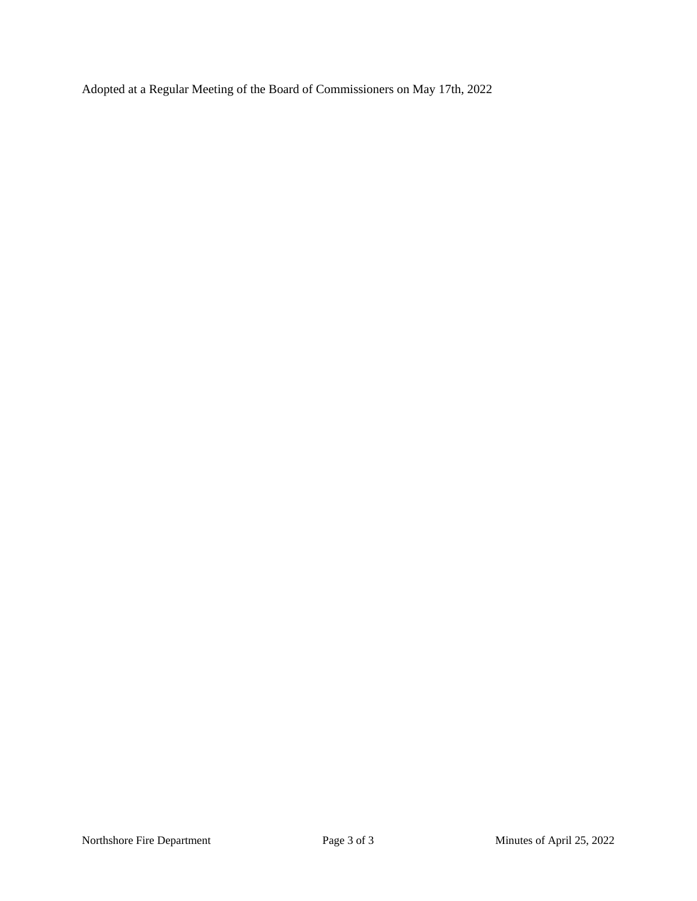Adopted at a Regular Meeting of the Board of Commissioners on May 17th, 2022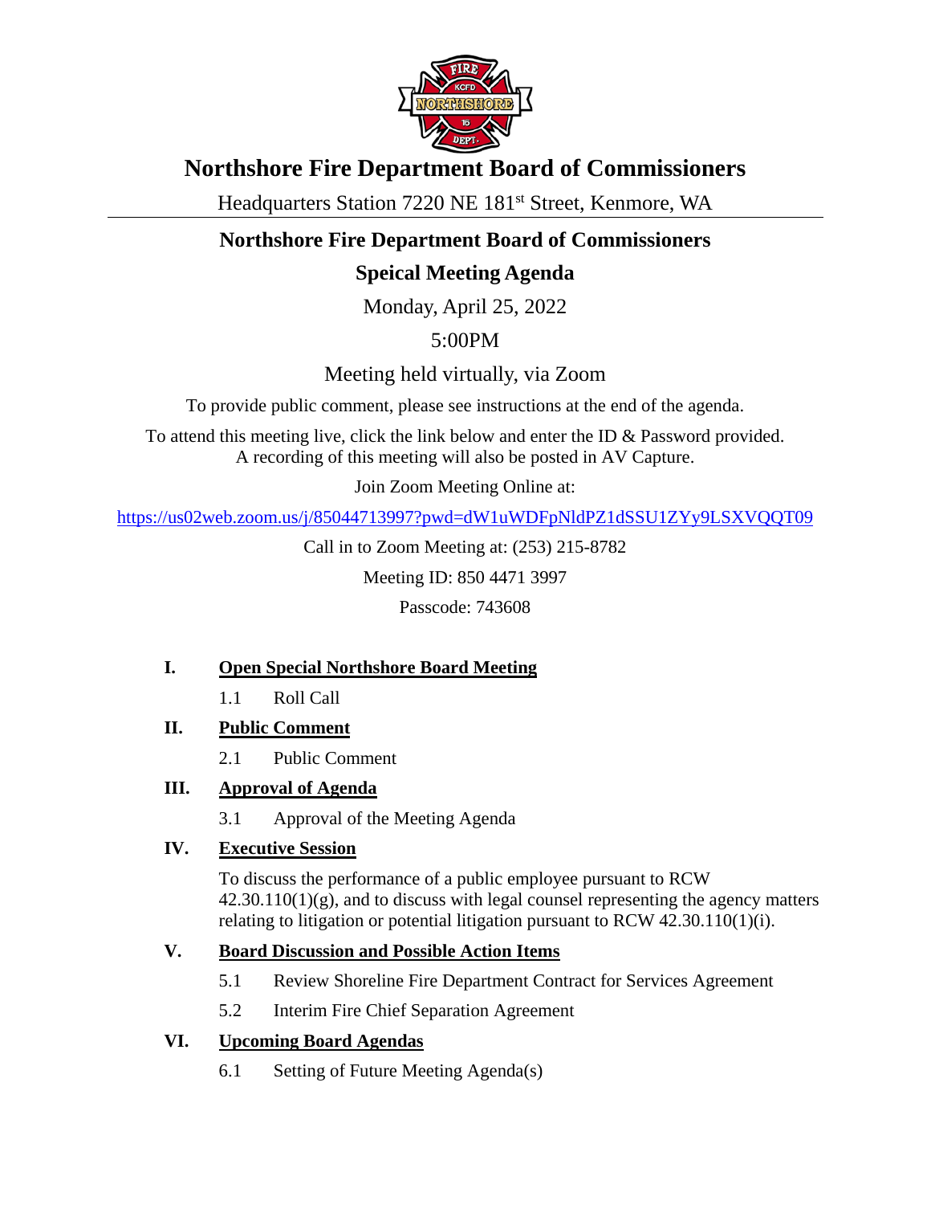# Northshore Fire Department Board of Commissioners

Headquarters Station 7220 NE 181st Street, Kenmore, WA

## Northshore Fire Department Board of Commissioners

## Speical Meeting Agenda

Monday, April 25, 2022

5:00PM

Meeting held virtually, via Zoom

To provide public comment, please see instructions at the end of the agenda.

To attend this meeting live, click the link below and enter the ID & Password provided. A recording of this meeting will also be posted in AV Capture.

Join Zoom Meeting Online at:

https://us02web.zoom.us/j/85044713997?pwd=dW1uWDFpNldPZ1dSSU1ZYy9LSXVQQT09

Call in to Zoom Meeting at: (253) 215-8782

Meeting ID: 850 4471 3997

Passcode: 743608

**I. Open Special Northshore Board Meeting**

1.1 Roll Call

**II. Public Comment**

2.1 Public Comment

**III. Approval of Agenda**

3.1 Approval of the Meeting Agenda

**IV. Executive Session**

To discuss the performance of a public employee pursuant to RCW 42.30.110(1)(g), and to discuss with legal counsel representing the agency matters relating to litigation or potential litigation pursuant to RCW 42.30.110(1)(i).

**V. Board Discussion and Possible Action Items**

5.1 Review Shoreline Fire Department Contract for Services Agreement

5.2 Interim Fire Chief Separation Agreement

**VI. Upcoming Board Agendas**

6.1 Setting of Future Meeting Agenda(s)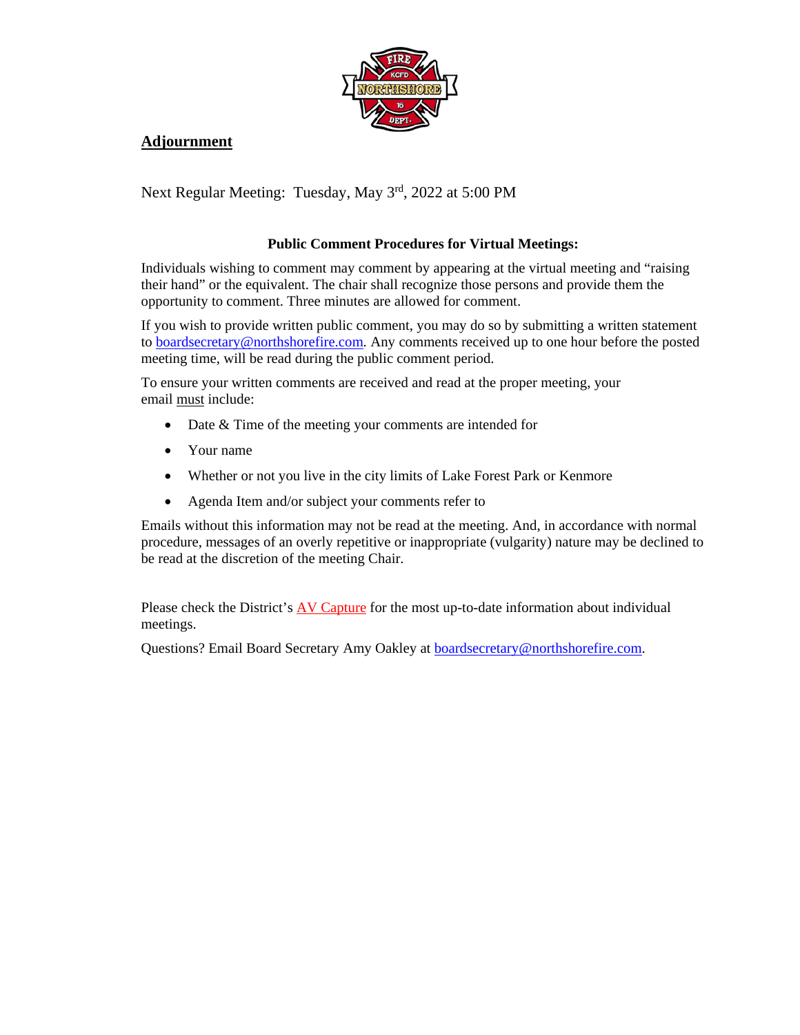## Adjournment

Next Regular Meeting: Tuesday, May 3rd, 2022 at 5:00 PM

**Public Comment Procedures for Virtual Meetings:**

Individuals wishing to comment may comment by appearing at the virtual meeting and "raising their hand" or the equivalent. The chair shall recognize those persons and provide them the opportunity to comment. Three minutes are allowed for comment.

If you wish to provide written public comment, you may do so by submitting a written statement to boardsecretary@northshorefire.com. Any comments received up to one hour before the posted meeting time, will be read during the public comment period.

To ensure your written comments are received and read at the proper meeting, your email must include:

- Date & Time of the meeting your comments are intended for
- Your name
- Whether or not you live in the city limits of Lake Forest Park or Kenmore
- Agenda Item and/or subject your comments refer to

Emails without this information may not be read at the meeting. And, in accordance with normal procedure, messages of an overly repetitive or inappropriate (vulgarity) nature may be declined to be read at the discretion of the meeting Chair.

Please check the District's AV Capture for the most up-to-date information about individual meetings.

Questions? Email Board Secretary Amy Oakley at boardsecretary@northshorefire.com.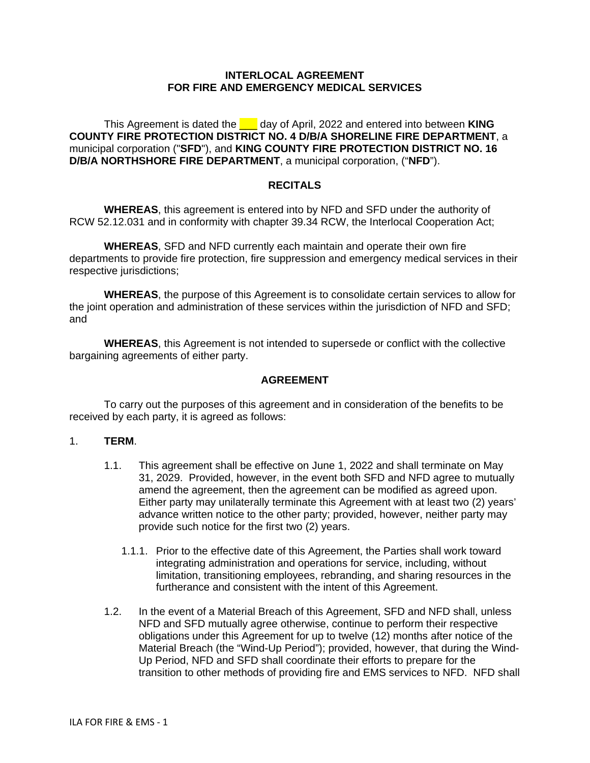**INTERLOCAL AGREEMENT**
**FOR FIRE AND EMERGENCY MEDICAL SERVICES**

This Agreement is dated the ___ day of April, 2022 and entered into between **KING COUNTY FIRE PROTECTION DISTRICT NO. 4 D/B/A SHORELINE FIRE DEPARTMENT**, a municipal corporation ("**SFD**"), and **KING COUNTY FIRE PROTECTION DISTRICT NO. 16 D/B/A NORTHSHORE FIRE DEPARTMENT**, a municipal corporation, ("**NFD**").

**RECITALS**

**WHEREAS**, this agreement is entered into by NFD and SFD under the authority of RCW 52.12.031 and in conformity with chapter 39.34 RCW, the Interlocal Cooperation Act;

**WHEREAS**, SFD and NFD currently each maintain and operate their own fire departments to provide fire protection, fire suppression and emergency medical services in their respective jurisdictions;

**WHEREAS**, the purpose of this Agreement is to consolidate certain services to allow for the joint operation and administration of these services within the jurisdiction of NFD and SFD; and

**WHEREAS**, this Agreement is not intended to supersede or conflict with the collective bargaining agreements of either party.

**AGREEMENT**

To carry out the purposes of this agreement and in consideration of the benefits to be received by each party, it is agreed as follows:

1. **TERM**.

1.1. This agreement shall be effective on June 1, 2022 and shall terminate on May 31, 2029. Provided, however, in the event both SFD and NFD agree to mutually amend the agreement, then the agreement can be modified as agreed upon. Either party may unilaterally terminate this Agreement with at least two (2) years' advance written notice to the other party; provided, however, neither party may provide such notice for the first two (2) years.

1.1.1. Prior to the effective date of this Agreement, the Parties shall work toward integrating administration and operations for service, including, without limitation, transitioning employees, rebranding, and sharing resources in the furtherance and consistent with the intent of this Agreement.

1.2. In the event of a Material Breach of this Agreement, SFD and NFD shall, unless NFD and SFD mutually agree otherwise, continue to perform their respective obligations under this Agreement for up to twelve (12) months after notice of the Material Breach (the "Wind-Up Period"); provided, however, that during the Wind-Up Period, NFD and SFD shall coordinate their efforts to prepare for the transition to other methods of providing fire and EMS services to NFD. NFD shall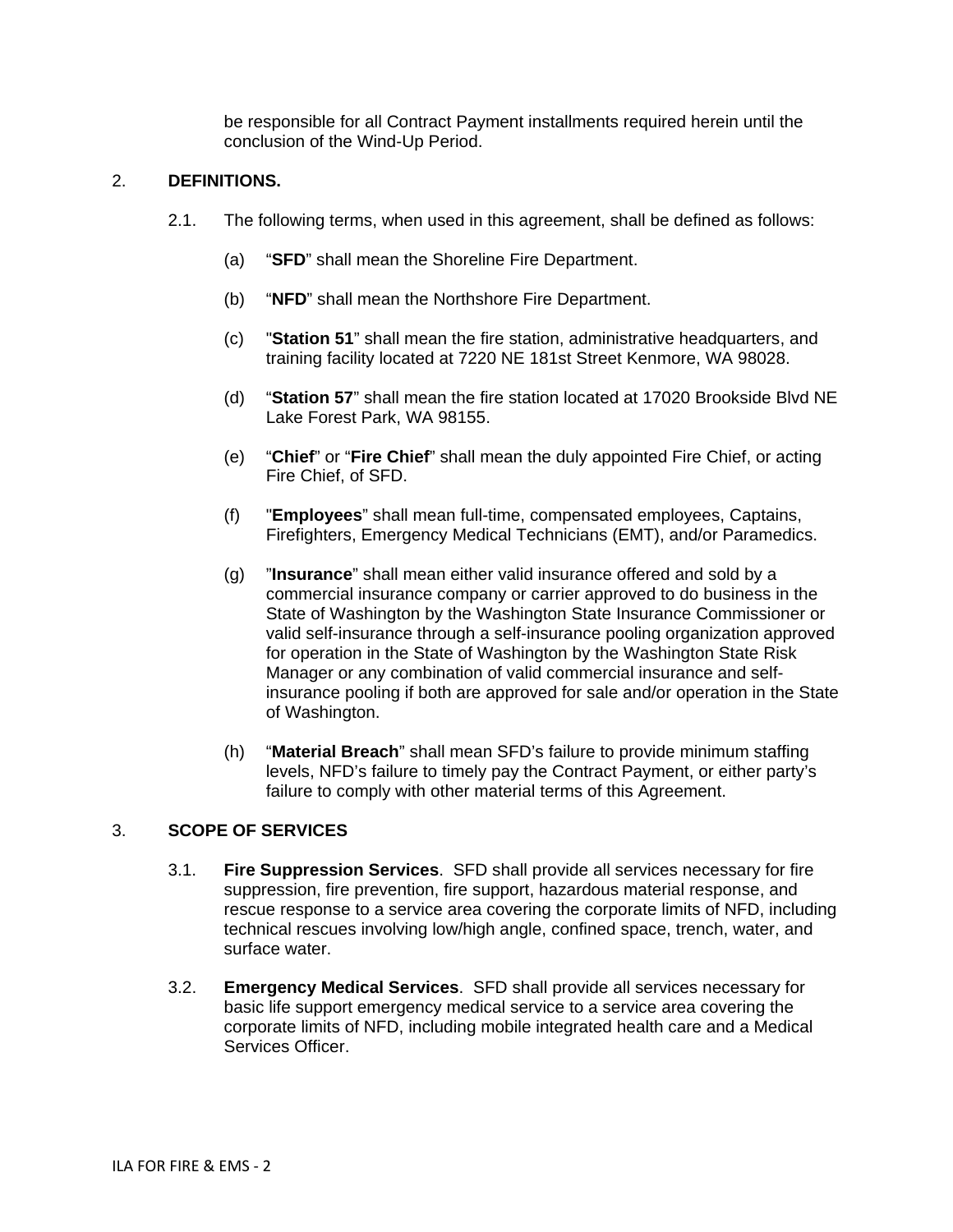be responsible for all Contract Payment installments required herein until the conclusion of the Wind-Up Period.

2. **DEFINITIONS.**

2.1. The following terms, when used in this agreement, shall be defined as follows:

(a) "**SFD**" shall mean the Shoreline Fire Department.

(b) "**NFD**" shall mean the Northshore Fire Department.

(c) "**Station 51**" shall mean the fire station, administrative headquarters, and training facility located at 7220 NE 181st Street Kenmore, WA 98028.

(d) "**Station 57**" shall mean the fire station located at 17020 Brookside Blvd NE Lake Forest Park, WA 98155.

(e) "**Chief**" or "**Fire Chief**" shall mean the duly appointed Fire Chief, or acting Fire Chief, of SFD.

(f) "**Employees**" shall mean full-time, compensated employees, Captains, Firefighters, Emergency Medical Technicians (EMT), and/or Paramedics.

(g) "**Insurance**" shall mean either valid insurance offered and sold by a commercial insurance company or carrier approved to do business in the State of Washington by the Washington State Insurance Commissioner or valid self-insurance through a self-insurance pooling organization approved for operation in the State of Washington by the Washington State Risk Manager or any combination of valid commercial insurance and self-insurance pooling if both are approved for sale and/or operation in the State of Washington.

(h) "**Material Breach**" shall mean SFD's failure to provide minimum staffing levels, NFD's failure to timely pay the Contract Payment, or either party's failure to comply with other material terms of this Agreement.

3. **SCOPE OF SERVICES**

3.1. **Fire Suppression Services**. SFD shall provide all services necessary for fire suppression, fire prevention, fire support, hazardous material response, and rescue response to a service area covering the corporate limits of NFD, including technical rescues involving low/high angle, confined space, trench, water, and surface water.

3.2. **Emergency Medical Services**. SFD shall provide all services necessary for basic life support emergency medical service to a service area covering the corporate limits of NFD, including mobile integrated health care and a Medical Services Officer.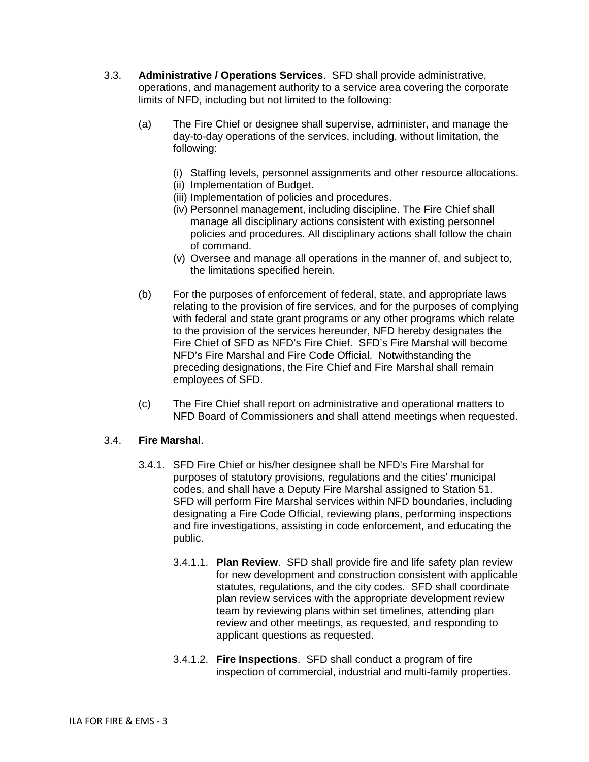3.3. **Administrative / Operations Services**. SFD shall provide administrative, operations, and management authority to a service area covering the corporate limits of NFD, including but not limited to the following:

(a) The Fire Chief or designee shall supervise, administer, and manage the day-to-day operations of the services, including, without limitation, the following:

(i) Staffing levels, personnel assignments and other resource allocations.
(ii) Implementation of Budget.
(iii) Implementation of policies and procedures.
(iv) Personnel management, including discipline. The Fire Chief shall manage all disciplinary actions consistent with existing personnel policies and procedures. All disciplinary actions shall follow the chain of command.
(v) Oversee and manage all operations in the manner of, and subject to, the limitations specified herein.

(b) For the purposes of enforcement of federal, state, and appropriate laws relating to the provision of fire services, and for the purposes of complying with federal and state grant programs or any other programs which relate to the provision of the services hereunder, NFD hereby designates the Fire Chief of SFD as NFD's Fire Chief. SFD's Fire Marshal will become NFD's Fire Marshal and Fire Code Official. Notwithstanding the preceding designations, the Fire Chief and Fire Marshal shall remain employees of SFD.

(c) The Fire Chief shall report on administrative and operational matters to NFD Board of Commissioners and shall attend meetings when requested.

3.4. **Fire Marshal**.

3.4.1. SFD Fire Chief or his/her designee shall be NFD's Fire Marshal for purposes of statutory provisions, regulations and the cities' municipal codes, and shall have a Deputy Fire Marshal assigned to Station 51. SFD will perform Fire Marshal services within NFD boundaries, including designating a Fire Code Official, reviewing plans, performing inspections and fire investigations, assisting in code enforcement, and educating the public.

3.4.1.1. **Plan Review**. SFD shall provide fire and life safety plan review for new development and construction consistent with applicable statutes, regulations, and the city codes. SFD shall coordinate plan review services with the appropriate development review team by reviewing plans within set timelines, attending plan review and other meetings, as requested, and responding to applicant questions as requested.

3.4.1.2. **Fire Inspections**. SFD shall conduct a program of fire inspection of commercial, industrial and multi-family properties.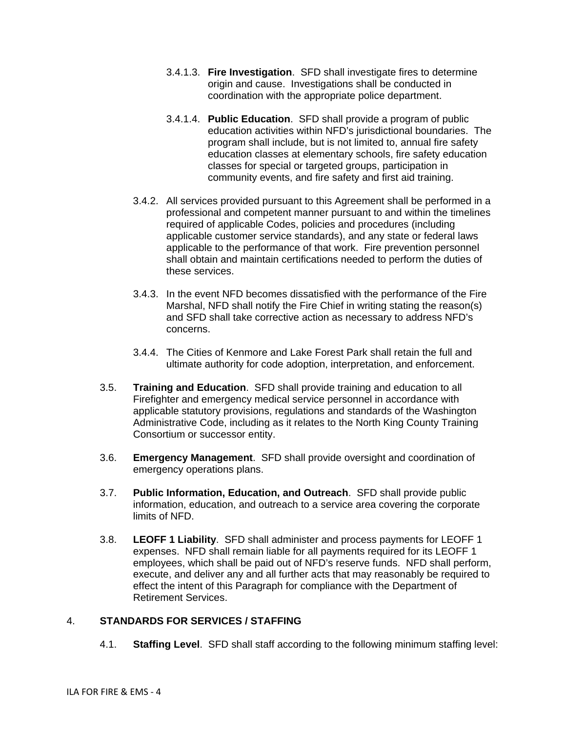3.4.1.3. **Fire Investigation**. SFD shall investigate fires to determine origin and cause. Investigations shall be conducted in coordination with the appropriate police department.

3.4.1.4. **Public Education**. SFD shall provide a program of public education activities within NFD's jurisdictional boundaries. The program shall include, but is not limited to, annual fire safety education classes at elementary schools, fire safety education classes for special or targeted groups, participation in community events, and fire safety and first aid training.

3.4.2. All services provided pursuant to this Agreement shall be performed in a professional and competent manner pursuant to and within the timelines required of applicable Codes, policies and procedures (including applicable customer service standards), and any state or federal laws applicable to the performance of that work. Fire prevention personnel shall obtain and maintain certifications needed to perform the duties of these services.

3.4.3. In the event NFD becomes dissatisfied with the performance of the Fire Marshal, NFD shall notify the Fire Chief in writing stating the reason(s) and SFD shall take corrective action as necessary to address NFD's concerns.

3.4.4. The Cities of Kenmore and Lake Forest Park shall retain the full and ultimate authority for code adoption, interpretation, and enforcement.

3.5. **Training and Education**. SFD shall provide training and education to all Firefighter and emergency medical service personnel in accordance with applicable statutory provisions, regulations and standards of the Washington Administrative Code, including as it relates to the North King County Training Consortium or successor entity.

3.6. **Emergency Management**. SFD shall provide oversight and coordination of emergency operations plans.

3.7. **Public Information, Education, and Outreach**. SFD shall provide public information, education, and outreach to a service area covering the corporate limits of NFD.

3.8. **LEOFF 1 Liability**. SFD shall administer and process payments for LEOFF 1 expenses. NFD shall remain liable for all payments required for its LEOFF 1 employees, which shall be paid out of NFD's reserve funds. NFD shall perform, execute, and deliver any and all further acts that may reasonably be required to effect the intent of this Paragraph for compliance with the Department of Retirement Services.

## 4. STANDARDS FOR SERVICES / STAFFING

4.1. **Staffing Level**. SFD shall staff according to the following minimum staffing level: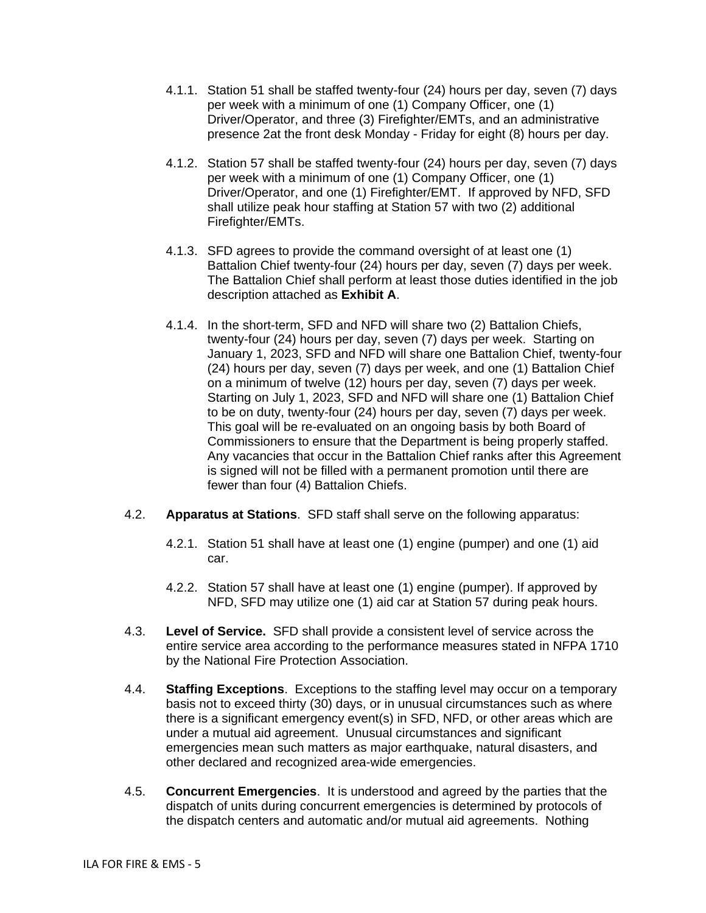4.1.1. Station 51 shall be staffed twenty-four (24) hours per day, seven (7) days per week with a minimum of one (1) Company Officer, one (1) Driver/Operator, and three (3) Firefighter/EMTs, and an administrative presence 2at the front desk Monday - Friday for eight (8) hours per day.

4.1.2. Station 57 shall be staffed twenty-four (24) hours per day, seven (7) days per week with a minimum of one (1) Company Officer, one (1) Driver/Operator, and one (1) Firefighter/EMT. If approved by NFD, SFD shall utilize peak hour staffing at Station 57 with two (2) additional Firefighter/EMTs.

4.1.3. SFD agrees to provide the command oversight of at least one (1) Battalion Chief twenty-four (24) hours per day, seven (7) days per week. The Battalion Chief shall perform at least those duties identified in the job description attached as **Exhibit A**.

4.1.4. In the short-term, SFD and NFD will share two (2) Battalion Chiefs, twenty-four (24) hours per day, seven (7) days per week. Starting on January 1, 2023, SFD and NFD will share one Battalion Chief, twenty-four (24) hours per day, seven (7) days per week, and one (1) Battalion Chief on a minimum of twelve (12) hours per day, seven (7) days per week. Starting on July 1, 2023, SFD and NFD will share one (1) Battalion Chief to be on duty, twenty-four (24) hours per day, seven (7) days per week. This goal will be re-evaluated on an ongoing basis by both Board of Commissioners to ensure that the Department is being properly staffed. Any vacancies that occur in the Battalion Chief ranks after this Agreement is signed will not be filled with a permanent promotion until there are fewer than four (4) Battalion Chiefs.

4.2. **Apparatus at Stations**. SFD staff shall serve on the following apparatus:

4.2.1. Station 51 shall have at least one (1) engine (pumper) and one (1) aid car.

4.2.2. Station 57 shall have at least one (1) engine (pumper). If approved by NFD, SFD may utilize one (1) aid car at Station 57 during peak hours.

4.3. **Level of Service.** SFD shall provide a consistent level of service across the entire service area according to the performance measures stated in NFPA 1710 by the National Fire Protection Association.

4.4. **Staffing Exceptions**. Exceptions to the staffing level may occur on a temporary basis not to exceed thirty (30) days, or in unusual circumstances such as where there is a significant emergency event(s) in SFD, NFD, or other areas which are under a mutual aid agreement. Unusual circumstances and significant emergencies mean such matters as major earthquake, natural disasters, and other declared and recognized area-wide emergencies.

4.5. **Concurrent Emergencies**. It is understood and agreed by the parties that the dispatch of units during concurrent emergencies is determined by protocols of the dispatch centers and automatic and/or mutual aid agreements. Nothing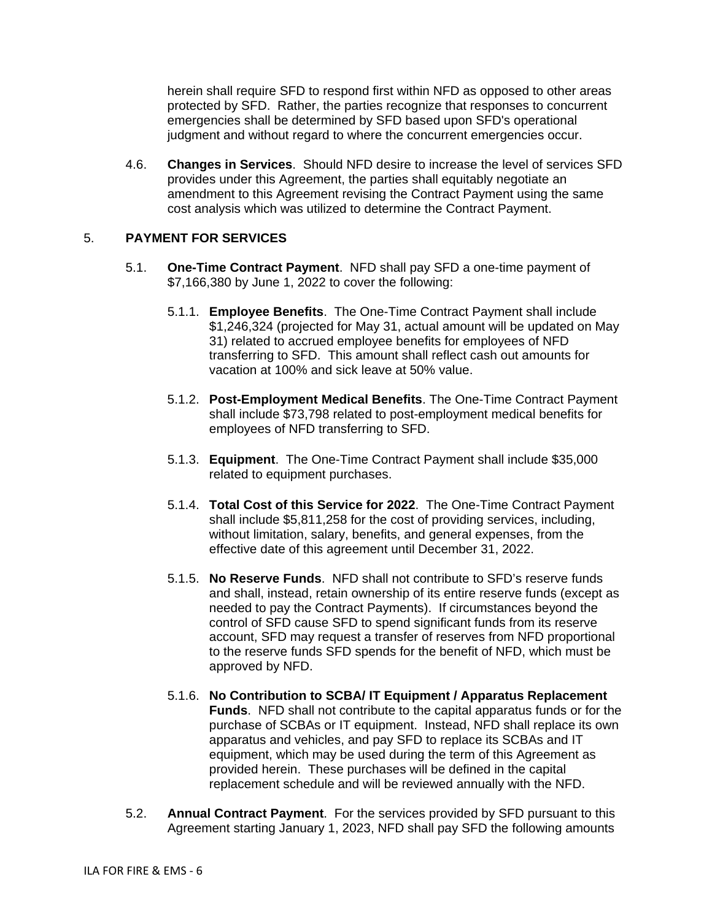herein shall require SFD to respond first within NFD as opposed to other areas protected by SFD. Rather, the parties recognize that responses to concurrent emergencies shall be determined by SFD based upon SFD's operational judgment and without regard to where the concurrent emergencies occur.

4.6. **Changes in Services**. Should NFD desire to increase the level of services SFD provides under this Agreement, the parties shall equitably negotiate an amendment to this Agreement revising the Contract Payment using the same cost analysis which was utilized to determine the Contract Payment.

## 5. PAYMENT FOR SERVICES

5.1. **One-Time Contract Payment**. NFD shall pay SFD a one-time payment of $7,166,380 by June 1, 2022 to cover the following:

5.1.1. **Employee Benefits**. The One-Time Contract Payment shall include $1,246,324 (projected for May 31, actual amount will be updated on May 31) related to accrued employee benefits for employees of NFD transferring to SFD. This amount shall reflect cash out amounts for vacation at 100% and sick leave at 50% value.

5.1.2. **Post-Employment Medical Benefits**. The One-Time Contract Payment shall include $73,798 related to post-employment medical benefits for employees of NFD transferring to SFD.

5.1.3. **Equipment**. The One-Time Contract Payment shall include $35,000 related to equipment purchases.

5.1.4. **Total Cost of this Service for 2022**. The One-Time Contract Payment shall include $5,811,258 for the cost of providing services, including, without limitation, salary, benefits, and general expenses, from the effective date of this agreement until December 31, 2022.

5.1.5. **No Reserve Funds**. NFD shall not contribute to SFD's reserve funds and shall, instead, retain ownership of its entire reserve funds (except as needed to pay the Contract Payments). If circumstances beyond the control of SFD cause SFD to spend significant funds from its reserve account, SFD may request a transfer of reserves from NFD proportional to the reserve funds SFD spends for the benefit of NFD, which must be approved by NFD.

5.1.6. **No Contribution to SCBA/ IT Equipment / Apparatus Replacement Funds**. NFD shall not contribute to the capital apparatus funds or for the purchase of SCBAs or IT equipment. Instead, NFD shall replace its own apparatus and vehicles, and pay SFD to replace its SCBAs and IT equipment, which may be used during the term of this Agreement as provided herein. These purchases will be defined in the capital replacement schedule and will be reviewed annually with the NFD.

5.2. **Annual Contract Payment**. For the services provided by SFD pursuant to this Agreement starting January 1, 2023, NFD shall pay SFD the following amounts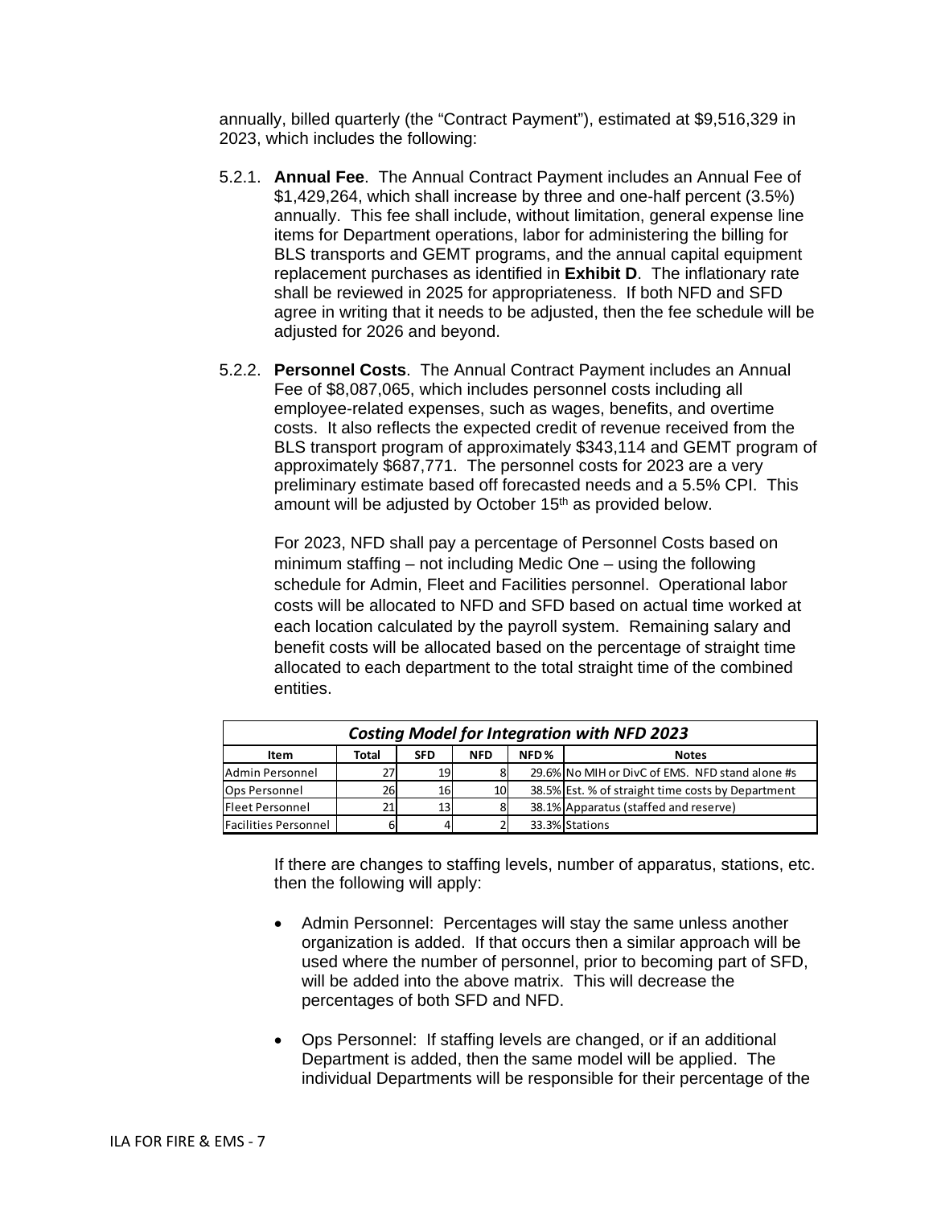annually, billed quarterly (the "Contract Payment"), estimated at $9,516,329 in 2023, which includes the following:

5.2.1. **Annual Fee**. The Annual Contract Payment includes an Annual Fee of $1,429,264, which shall increase by three and one-half percent (3.5%) annually. This fee shall include, without limitation, general expense line items for Department operations, labor for administering the billing for BLS transports and GEMT programs, and the annual capital equipment replacement purchases as identified in **Exhibit D**. The inflationary rate shall be reviewed in 2025 for appropriateness. If both NFD and SFD agree in writing that it needs to be adjusted, then the fee schedule will be adjusted for 2026 and beyond.

5.2.2. **Personnel Costs**. The Annual Contract Payment includes an Annual Fee of $8,087,065, which includes personnel costs including all employee-related expenses, such as wages, benefits, and overtime costs. It also reflects the expected credit of revenue received from the BLS transport program of approximately $343,114 and GEMT program of approximately $687,771. The personnel costs for 2023 are a very preliminary estimate based off forecasted needs and a 5.5% CPI. This amount will be adjusted by October 15th as provided below.

For 2023, NFD shall pay a percentage of Personnel Costs based on minimum staffing – not including Medic One – using the following schedule for Admin, Fleet and Facilities personnel. Operational labor costs will be allocated to NFD and SFD based on actual time worked at each location calculated by the payroll system. Remaining salary and benefit costs will be allocated based on the percentage of straight time allocated to each department to the total straight time of the combined entities.

| ***Costing Model for Integration with NFD 2023*** | | | | | |
|---|---|---|---|---|---|
| **Item** | **Total** | **SFD** | **NFD** | **NFD %** | **Notes** |
| Admin Personnel | 27 | 19 | 8 | 29.6% | No MIH or DivC of EMS. NFD stand alone #s |
| Ops Personnel | 26 | 16 | 10 | 38.5% | Est. % of straight time costs by Department |
| Fleet Personnel | 21 | 13 | 8 | 38.1% | Apparatus (staffed and reserve) |
| Facilities Personnel | 6 | 4 | 2 | 33.3% | Stations |

If there are changes to staffing levels, number of apparatus, stations, etc. then the following will apply:

- Admin Personnel: Percentages will stay the same unless another organization is added. If that occurs then a similar approach will be used where the number of personnel, prior to becoming part of SFD, will be added into the above matrix. This will decrease the percentages of both SFD and NFD.

- Ops Personnel: If staffing levels are changed, or if an additional Department is added, then the same model will be applied. The individual Departments will be responsible for their percentage of the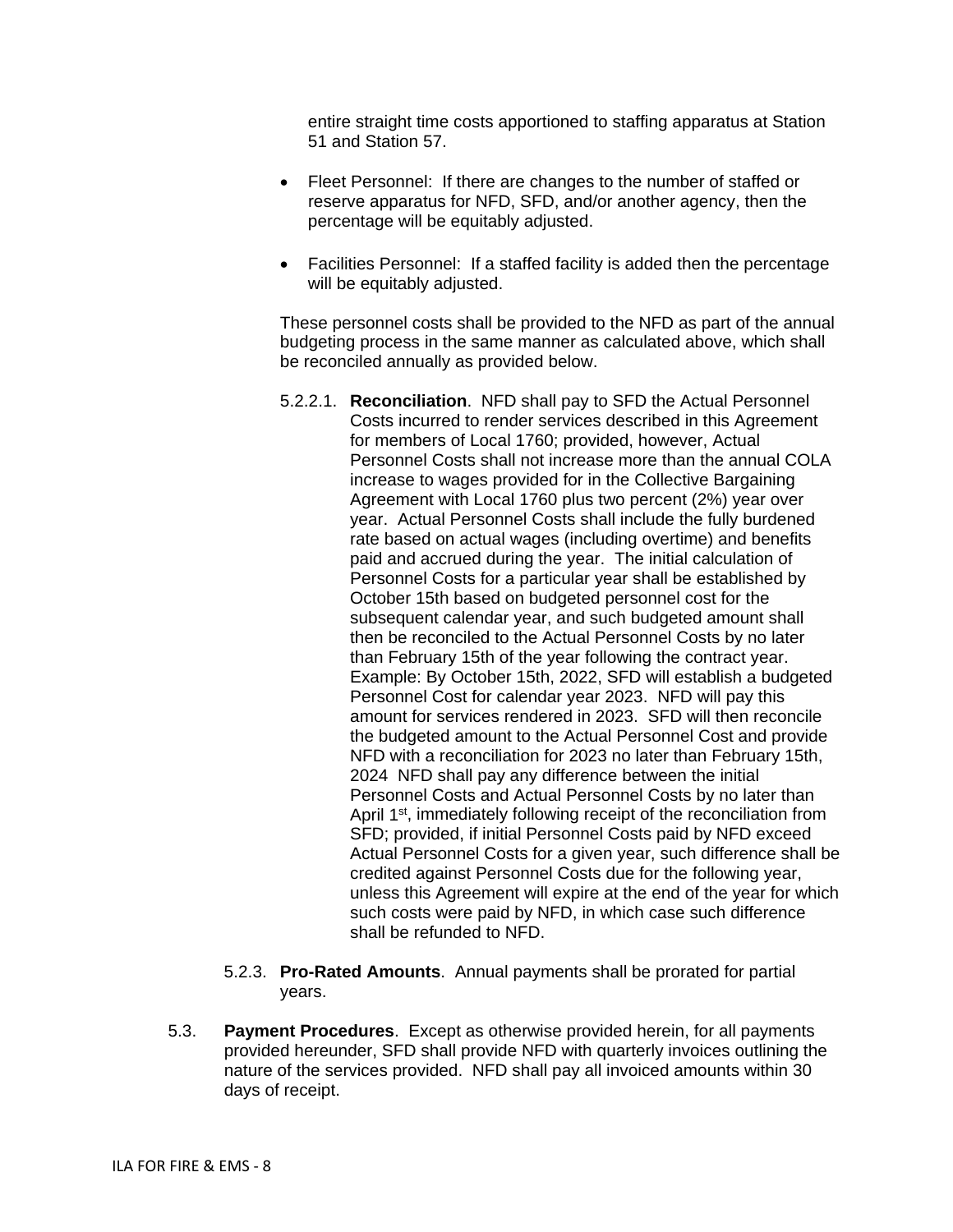entire straight time costs apportioned to staffing apparatus at Station 51 and Station 57.

- Fleet Personnel: If there are changes to the number of staffed or reserve apparatus for NFD, SFD, and/or another agency, then the percentage will be equitably adjusted.

- Facilities Personnel: If a staffed facility is added then the percentage will be equitably adjusted.

These personnel costs shall be provided to the NFD as part of the annual budgeting process in the same manner as calculated above, which shall be reconciled annually as provided below.

5.2.2.1. **Reconciliation**. NFD shall pay to SFD the Actual Personnel Costs incurred to render services described in this Agreement for members of Local 1760; provided, however, Actual Personnel Costs shall not increase more than the annual COLA increase to wages provided for in the Collective Bargaining Agreement with Local 1760 plus two percent (2%) year over year. Actual Personnel Costs shall include the fully burdened rate based on actual wages (including overtime) and benefits paid and accrued during the year. The initial calculation of Personnel Costs for a particular year shall be established by October 15th based on budgeted personnel cost for the subsequent calendar year, and such budgeted amount shall then be reconciled to the Actual Personnel Costs by no later than February 15th of the year following the contract year. Example: By October 15th, 2022, SFD will establish a budgeted Personnel Cost for calendar year 2023. NFD will pay this amount for services rendered in 2023. SFD will then reconcile the budgeted amount to the Actual Personnel Cost and provide NFD with a reconciliation for 2023 no later than February 15th, 2024 NFD shall pay any difference between the initial Personnel Costs and Actual Personnel Costs by no later than April 1st, immediately following receipt of the reconciliation from SFD; provided, if initial Personnel Costs paid by NFD exceed Actual Personnel Costs for a given year, such difference shall be credited against Personnel Costs due for the following year, unless this Agreement will expire at the end of the year for which such costs were paid by NFD, in which case such difference shall be refunded to NFD.

5.2.3. **Pro-Rated Amounts**. Annual payments shall be prorated for partial years.

5.3. **Payment Procedures**. Except as otherwise provided herein, for all payments provided hereunder, SFD shall provide NFD with quarterly invoices outlining the nature of the services provided. NFD shall pay all invoiced amounts within 30 days of receipt.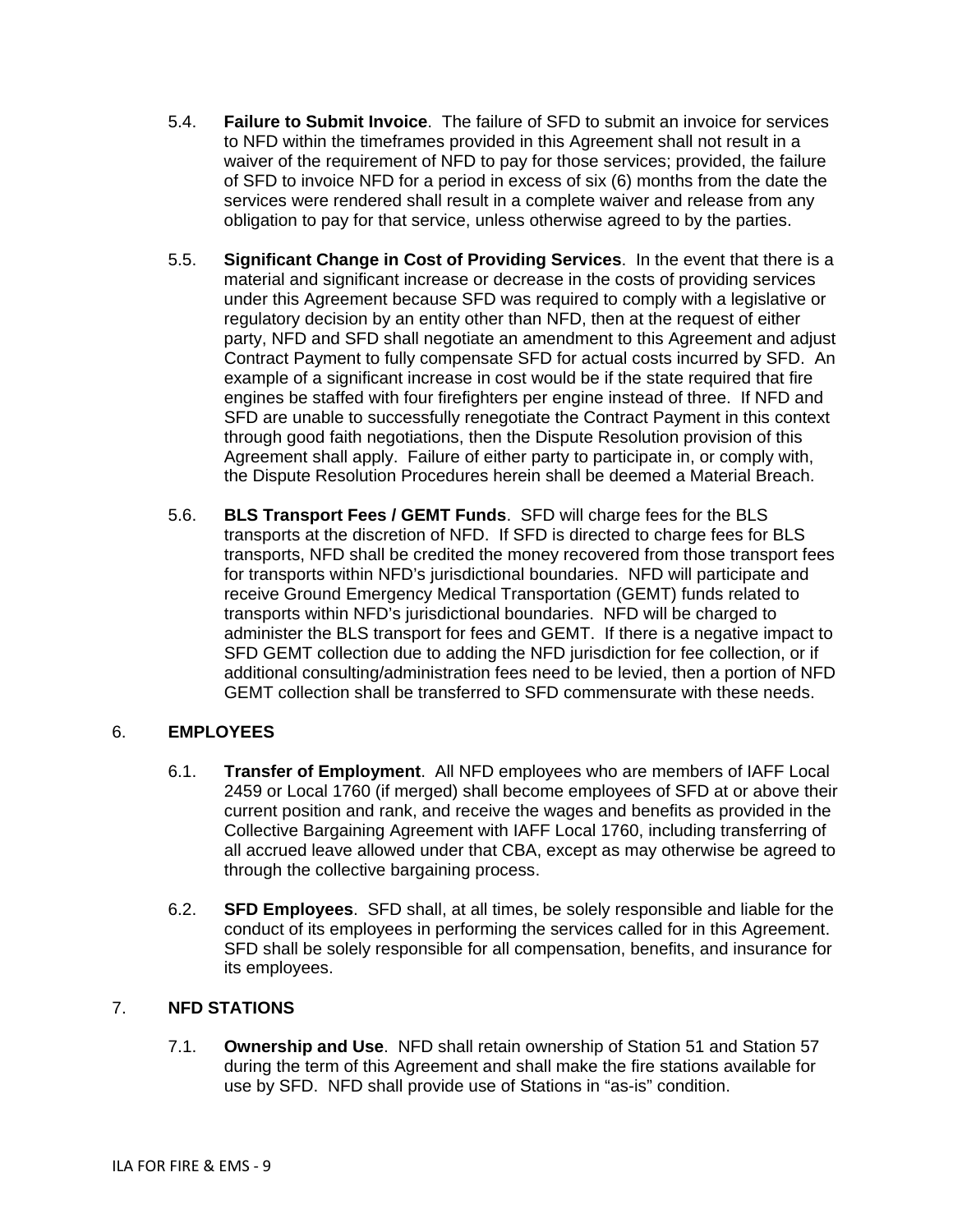5.4. **Failure to Submit Invoice**. The failure of SFD to submit an invoice for services to NFD within the timeframes provided in this Agreement shall not result in a waiver of the requirement of NFD to pay for those services; provided, the failure of SFD to invoice NFD for a period in excess of six (6) months from the date the services were rendered shall result in a complete waiver and release from any obligation to pay for that service, unless otherwise agreed to by the parties.

5.5. **Significant Change in Cost of Providing Services**. In the event that there is a material and significant increase or decrease in the costs of providing services under this Agreement because SFD was required to comply with a legislative or regulatory decision by an entity other than NFD, then at the request of either party, NFD and SFD shall negotiate an amendment to this Agreement and adjust Contract Payment to fully compensate SFD for actual costs incurred by SFD. An example of a significant increase in cost would be if the state required that fire engines be staffed with four firefighters per engine instead of three. If NFD and SFD are unable to successfully renegotiate the Contract Payment in this context through good faith negotiations, then the Dispute Resolution provision of this Agreement shall apply. Failure of either party to participate in, or comply with, the Dispute Resolution Procedures herein shall be deemed a Material Breach.

5.6. **BLS Transport Fees / GEMT Funds**. SFD will charge fees for the BLS transports at the discretion of NFD. If SFD is directed to charge fees for BLS transports, NFD shall be credited the money recovered from those transport fees for transports within NFD's jurisdictional boundaries. NFD will participate and receive Ground Emergency Medical Transportation (GEMT) funds related to transports within NFD's jurisdictional boundaries. NFD will be charged to administer the BLS transport for fees and GEMT. If there is a negative impact to SFD GEMT collection due to adding the NFD jurisdiction for fee collection, or if additional consulting/administration fees need to be levied, then a portion of NFD GEMT collection shall be transferred to SFD commensurate with these needs.

## 6. EMPLOYEES

6.1. **Transfer of Employment**. All NFD employees who are members of IAFF Local 2459 or Local 1760 (if merged) shall become employees of SFD at or above their current position and rank, and receive the wages and benefits as provided in the Collective Bargaining Agreement with IAFF Local 1760, including transferring of all accrued leave allowed under that CBA, except as may otherwise be agreed to through the collective bargaining process.

6.2. **SFD Employees**. SFD shall, at all times, be solely responsible and liable for the conduct of its employees in performing the services called for in this Agreement. SFD shall be solely responsible for all compensation, benefits, and insurance for its employees.

## 7. NFD STATIONS

7.1. **Ownership and Use**. NFD shall retain ownership of Station 51 and Station 57 during the term of this Agreement and shall make the fire stations available for use by SFD. NFD shall provide use of Stations in "as-is" condition.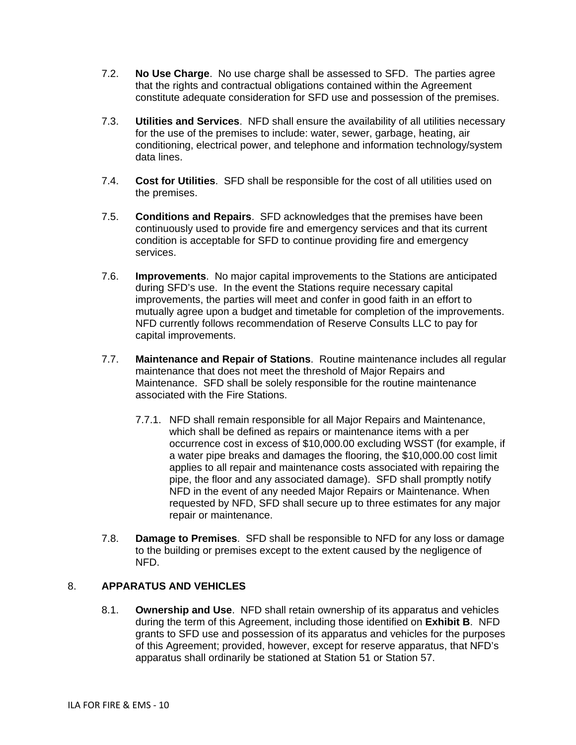7.2. **No Use Charge**. No use charge shall be assessed to SFD. The parties agree that the rights and contractual obligations contained within the Agreement constitute adequate consideration for SFD use and possession of the premises.

7.3. **Utilities and Services**. NFD shall ensure the availability of all utilities necessary for the use of the premises to include: water, sewer, garbage, heating, air conditioning, electrical power, and telephone and information technology/system data lines.

7.4. **Cost for Utilities**. SFD shall be responsible for the cost of all utilities used on the premises.

7.5. **Conditions and Repairs**. SFD acknowledges that the premises have been continuously used to provide fire and emergency services and that its current condition is acceptable for SFD to continue providing fire and emergency services.

7.6. **Improvements**. No major capital improvements to the Stations are anticipated during SFD's use. In the event the Stations require necessary capital improvements, the parties will meet and confer in good faith in an effort to mutually agree upon a budget and timetable for completion of the improvements. NFD currently follows recommendation of Reserve Consults LLC to pay for capital improvements.

7.7. **Maintenance and Repair of Stations**. Routine maintenance includes all regular maintenance that does not meet the threshold of Major Repairs and Maintenance. SFD shall be solely responsible for the routine maintenance associated with the Fire Stations.

7.7.1. NFD shall remain responsible for all Major Repairs and Maintenance, which shall be defined as repairs or maintenance items with a per occurrence cost in excess of $10,000.00 excluding WSST (for example, if a water pipe breaks and damages the flooring, the $10,000.00 cost limit applies to all repair and maintenance costs associated with repairing the pipe, the floor and any associated damage). SFD shall promptly notify NFD in the event of any needed Major Repairs or Maintenance. When requested by NFD, SFD shall secure up to three estimates for any major repair or maintenance.

7.8. **Damage to Premises**. SFD shall be responsible to NFD for any loss or damage to the building or premises except to the extent caused by the negligence of NFD.

## 8. APPARATUS AND VEHICLES

8.1. **Ownership and Use**. NFD shall retain ownership of its apparatus and vehicles during the term of this Agreement, including those identified on **Exhibit B**. NFD grants to SFD use and possession of its apparatus and vehicles for the purposes of this Agreement; provided, however, except for reserve apparatus, that NFD's apparatus shall ordinarily be stationed at Station 51 or Station 57.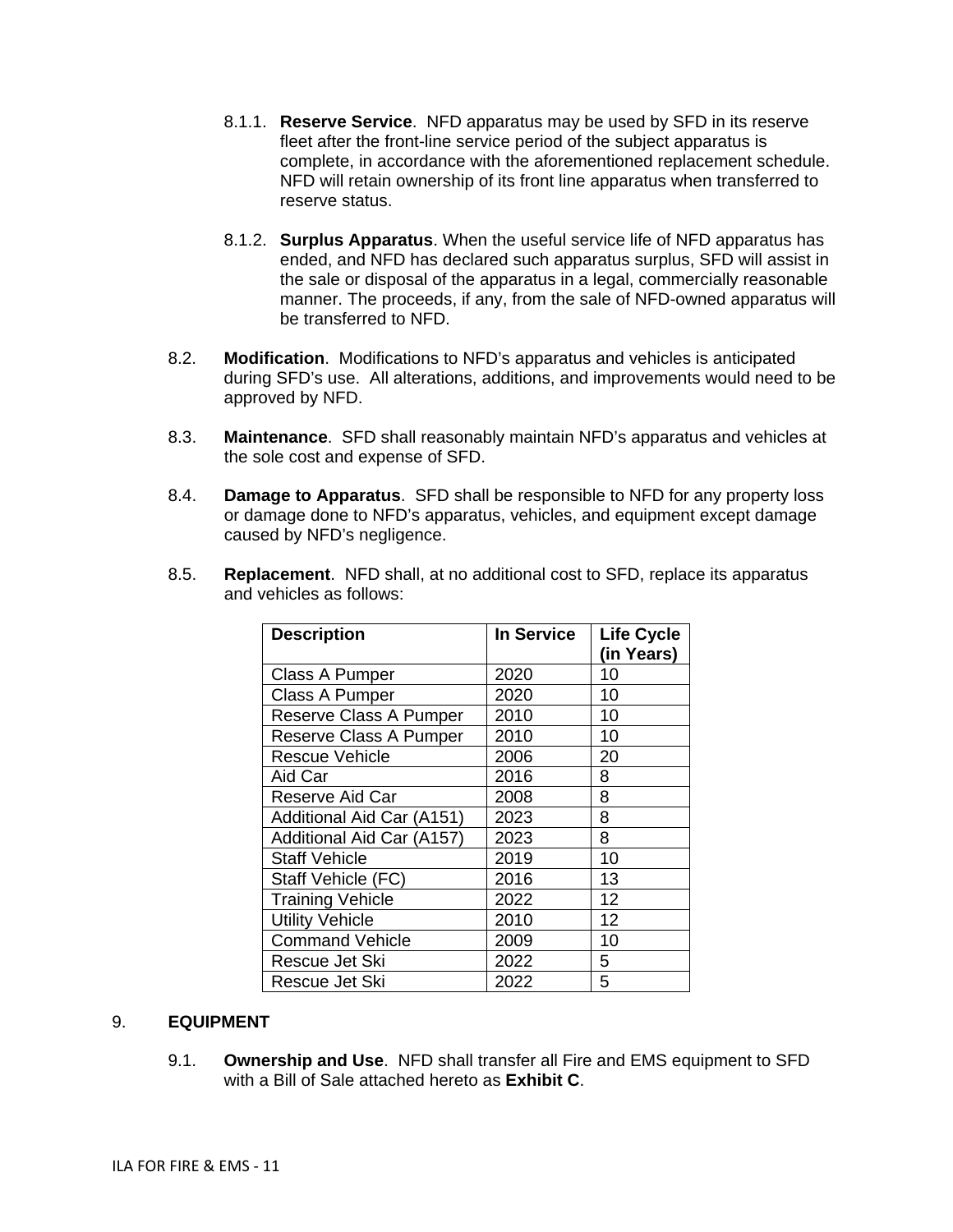8.1.1. **Reserve Service**. NFD apparatus may be used by SFD in its reserve fleet after the front-line service period of the subject apparatus is complete, in accordance with the aforementioned replacement schedule. NFD will retain ownership of its front line apparatus when transferred to reserve status.

8.1.2. **Surplus Apparatus**. When the useful service life of NFD apparatus has ended, and NFD has declared such apparatus surplus, SFD will assist in the sale or disposal of the apparatus in a legal, commercially reasonable manner. The proceeds, if any, from the sale of NFD-owned apparatus will be transferred to NFD.

8.2. **Modification**. Modifications to NFD's apparatus and vehicles is anticipated during SFD's use. All alterations, additions, and improvements would need to be approved by NFD.

8.3. **Maintenance**. SFD shall reasonably maintain NFD's apparatus and vehicles at the sole cost and expense of SFD.

8.4. **Damage to Apparatus**. SFD shall be responsible to NFD for any property loss or damage done to NFD's apparatus, vehicles, and equipment except damage caused by NFD's negligence.

8.5. **Replacement**. NFD shall, at no additional cost to SFD, replace its apparatus and vehicles as follows:

| Description | In Service | Life Cycle (in Years) |
|---|---|---|
| Class A Pumper | 2020 | 10 |
| Class A Pumper | 2020 | 10 |
| Reserve Class A Pumper | 2010 | 10 |
| Reserve Class A Pumper | 2010 | 10 |
| Rescue Vehicle | 2006 | 20 |
| Aid Car | 2016 | 8 |
| Reserve Aid Car | 2008 | 8 |
| Additional Aid Car (A151) | 2023 | 8 |
| Additional Aid Car (A157) | 2023 | 8 |
| Staff Vehicle | 2019 | 10 |
| Staff Vehicle (FC) | 2016 | 13 |
| Training Vehicle | 2022 | 12 |
| Utility Vehicle | 2010 | 12 |
| Command Vehicle | 2009 | 10 |
| Rescue Jet Ski | 2022 | 5 |
| Rescue Jet Ski | 2022 | 5 |

## 9. EQUIPMENT

9.1. **Ownership and Use**. NFD shall transfer all Fire and EMS equipment to SFD with a Bill of Sale attached hereto as **Exhibit C**.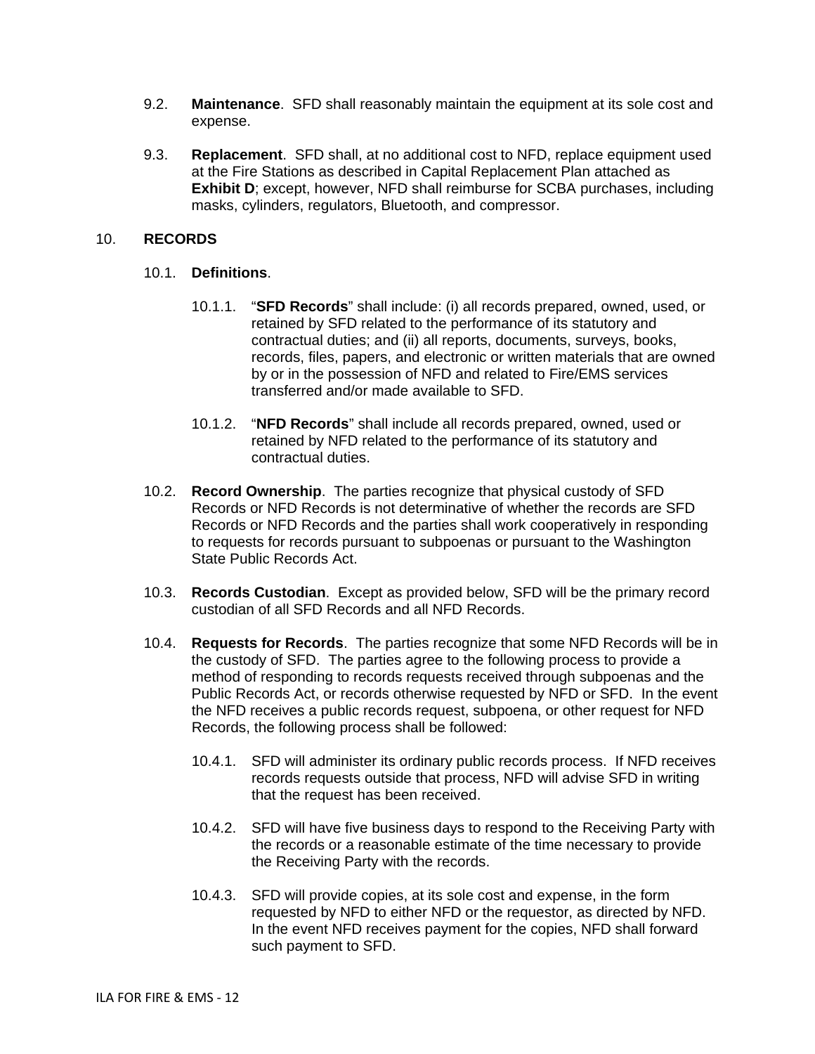9.2. **Maintenance**. SFD shall reasonably maintain the equipment at its sole cost and expense.

9.3. **Replacement**. SFD shall, at no additional cost to NFD, replace equipment used at the Fire Stations as described in Capital Replacement Plan attached as **Exhibit D**; except, however, NFD shall reimburse for SCBA purchases, including masks, cylinders, regulators, Bluetooth, and compressor.

## 10. RECORDS

10.1. **Definitions**.

10.1.1. "**SFD Records**" shall include: (i) all records prepared, owned, used, or retained by SFD related to the performance of its statutory and contractual duties; and (ii) all reports, documents, surveys, books, records, files, papers, and electronic or written materials that are owned by or in the possession of NFD and related to Fire/EMS services transferred and/or made available to SFD.

10.1.2. "**NFD Records**" shall include all records prepared, owned, used or retained by NFD related to the performance of its statutory and contractual duties.

10.2. **Record Ownership**. The parties recognize that physical custody of SFD Records or NFD Records is not determinative of whether the records are SFD Records or NFD Records and the parties shall work cooperatively in responding to requests for records pursuant to subpoenas or pursuant to the Washington State Public Records Act.

10.3. **Records Custodian**. Except as provided below, SFD will be the primary record custodian of all SFD Records and all NFD Records.

10.4. **Requests for Records**. The parties recognize that some NFD Records will be in the custody of SFD. The parties agree to the following process to provide a method of responding to records requests received through subpoenas and the Public Records Act, or records otherwise requested by NFD or SFD. In the event the NFD receives a public records request, subpoena, or other request for NFD Records, the following process shall be followed:

10.4.1. SFD will administer its ordinary public records process. If NFD receives records requests outside that process, NFD will advise SFD in writing that the request has been received.

10.4.2. SFD will have five business days to respond to the Receiving Party with the records or a reasonable estimate of the time necessary to provide the Receiving Party with the records.

10.4.3. SFD will provide copies, at its sole cost and expense, in the form requested by NFD to either NFD or the requestor, as directed by NFD. In the event NFD receives payment for the copies, NFD shall forward such payment to SFD.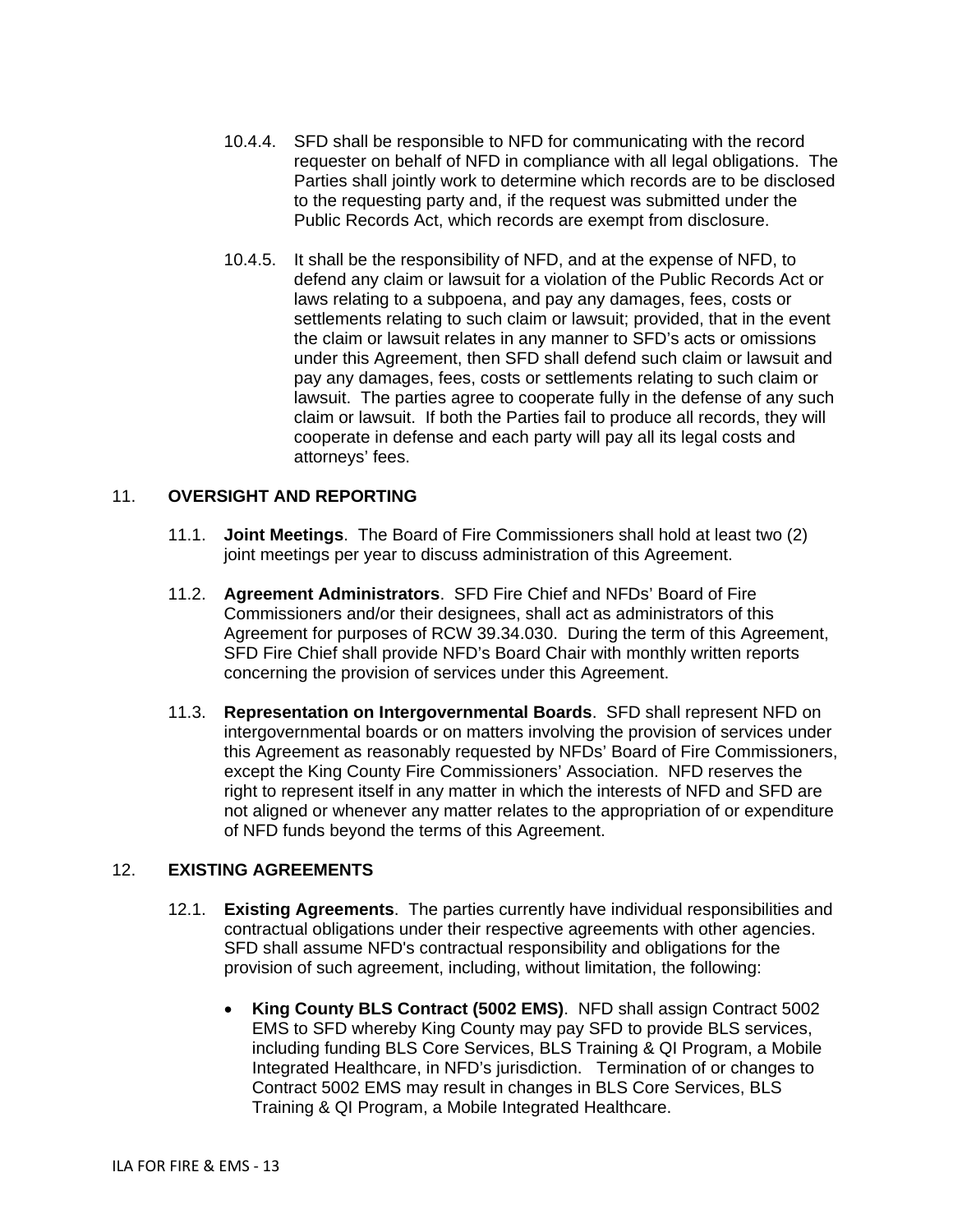10.4.4. SFD shall be responsible to NFD for communicating with the record requester on behalf of NFD in compliance with all legal obligations. The Parties shall jointly work to determine which records are to be disclosed to the requesting party and, if the request was submitted under the Public Records Act, which records are exempt from disclosure.

10.4.5. It shall be the responsibility of NFD, and at the expense of NFD, to defend any claim or lawsuit for a violation of the Public Records Act or laws relating to a subpoena, and pay any damages, fees, costs or settlements relating to such claim or lawsuit; provided, that in the event the claim or lawsuit relates in any manner to SFD's acts or omissions under this Agreement, then SFD shall defend such claim or lawsuit and pay any damages, fees, costs or settlements relating to such claim or lawsuit. The parties agree to cooperate fully in the defense of any such claim or lawsuit. If both the Parties fail to produce all records, they will cooperate in defense and each party will pay all its legal costs and attorneys' fees.

## 11. OVERSIGHT AND REPORTING

11.1. **Joint Meetings**. The Board of Fire Commissioners shall hold at least two (2) joint meetings per year to discuss administration of this Agreement.

11.2. **Agreement Administrators**. SFD Fire Chief and NFDs' Board of Fire Commissioners and/or their designees, shall act as administrators of this Agreement for purposes of RCW 39.34.030. During the term of this Agreement, SFD Fire Chief shall provide NFD's Board Chair with monthly written reports concerning the provision of services under this Agreement.

11.3. **Representation on Intergovernmental Boards**. SFD shall represent NFD on intergovernmental boards or on matters involving the provision of services under this Agreement as reasonably requested by NFDs' Board of Fire Commissioners, except the King County Fire Commissioners' Association. NFD reserves the right to represent itself in any matter in which the interests of NFD and SFD are not aligned or whenever any matter relates to the appropriation of or expenditure of NFD funds beyond the terms of this Agreement.

## 12. EXISTING AGREEMENTS

12.1. **Existing Agreements**. The parties currently have individual responsibilities and contractual obligations under their respective agreements with other agencies. SFD shall assume NFD's contractual responsibility and obligations for the provision of such agreement, including, without limitation, the following:

- **King County BLS Contract (5002 EMS)**. NFD shall assign Contract 5002 EMS to SFD whereby King County may pay SFD to provide BLS services, including funding BLS Core Services, BLS Training & QI Program, a Mobile Integrated Healthcare, in NFD's jurisdiction. Termination of or changes to Contract 5002 EMS may result in changes in BLS Core Services, BLS Training & QI Program, a Mobile Integrated Healthcare.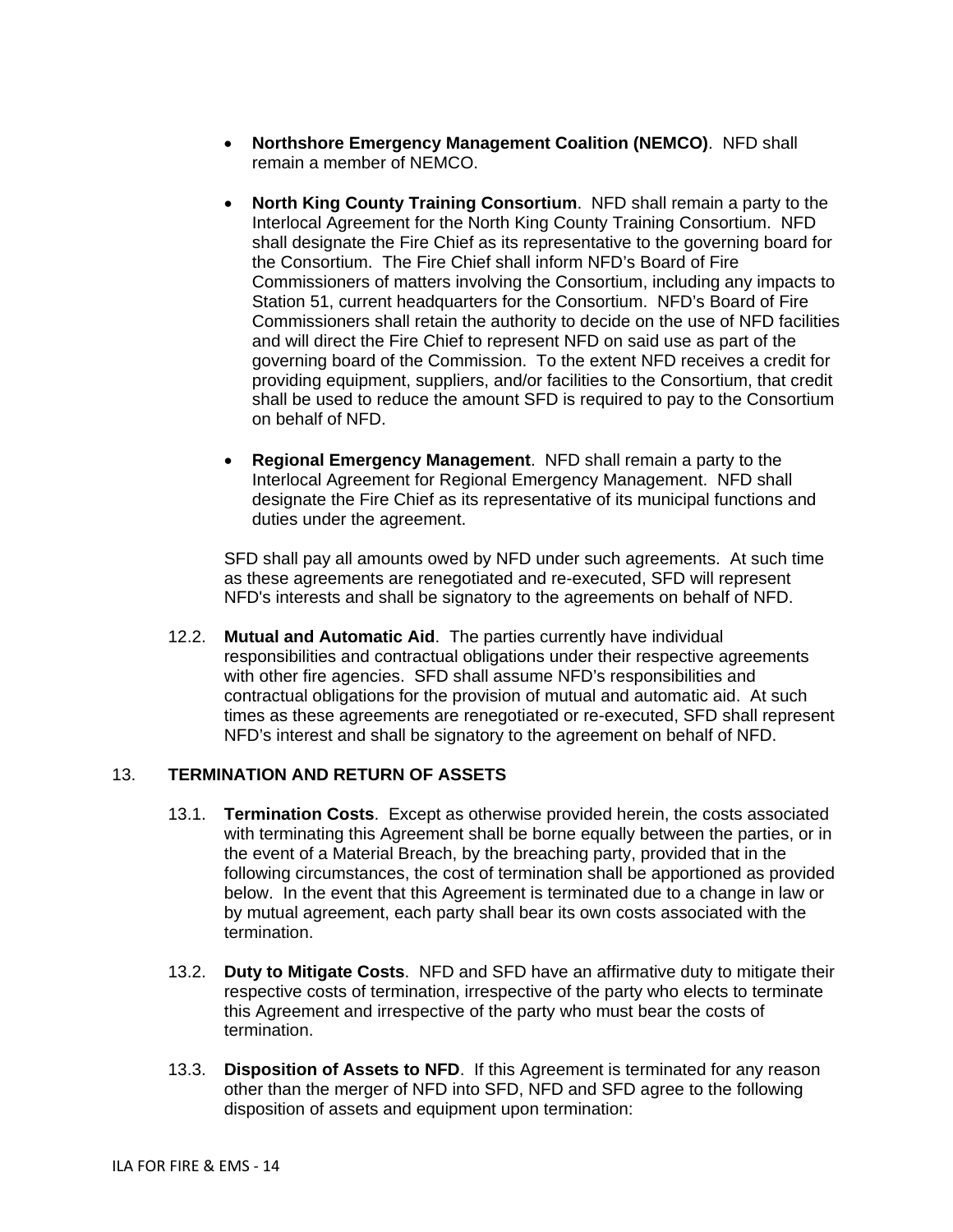- **Northshore Emergency Management Coalition (NEMCO)**. NFD shall remain a member of NEMCO.

- **North King County Training Consortium**. NFD shall remain a party to the Interlocal Agreement for the North King County Training Consortium. NFD shall designate the Fire Chief as its representative to the governing board for the Consortium. The Fire Chief shall inform NFD's Board of Fire Commissioners of matters involving the Consortium, including any impacts to Station 51, current headquarters for the Consortium. NFD's Board of Fire Commissioners shall retain the authority to decide on the use of NFD facilities and will direct the Fire Chief to represent NFD on said use as part of the governing board of the Commission. To the extent NFD receives a credit for providing equipment, suppliers, and/or facilities to the Consortium, that credit shall be used to reduce the amount SFD is required to pay to the Consortium on behalf of NFD.

- **Regional Emergency Management**. NFD shall remain a party to the Interlocal Agreement for Regional Emergency Management. NFD shall designate the Fire Chief as its representative of its municipal functions and duties under the agreement.

SFD shall pay all amounts owed by NFD under such agreements. At such time as these agreements are renegotiated and re-executed, SFD will represent NFD's interests and shall be signatory to the agreements on behalf of NFD.

12.2. **Mutual and Automatic Aid**. The parties currently have individual responsibilities and contractual obligations under their respective agreements with other fire agencies. SFD shall assume NFD's responsibilities and contractual obligations for the provision of mutual and automatic aid. At such times as these agreements are renegotiated or re-executed, SFD shall represent NFD's interest and shall be signatory to the agreement on behalf of NFD.

## 13. TERMINATION AND RETURN OF ASSETS

13.1. **Termination Costs**. Except as otherwise provided herein, the costs associated with terminating this Agreement shall be borne equally between the parties, or in the event of a Material Breach, by the breaching party, provided that in the following circumstances, the cost of termination shall be apportioned as provided below. In the event that this Agreement is terminated due to a change in law or by mutual agreement, each party shall bear its own costs associated with the termination.

13.2. **Duty to Mitigate Costs**. NFD and SFD have an affirmative duty to mitigate their respective costs of termination, irrespective of the party who elects to terminate this Agreement and irrespective of the party who must bear the costs of termination.

13.3. **Disposition of Assets to NFD**. If this Agreement is terminated for any reason other than the merger of NFD into SFD, NFD and SFD agree to the following disposition of assets and equipment upon termination: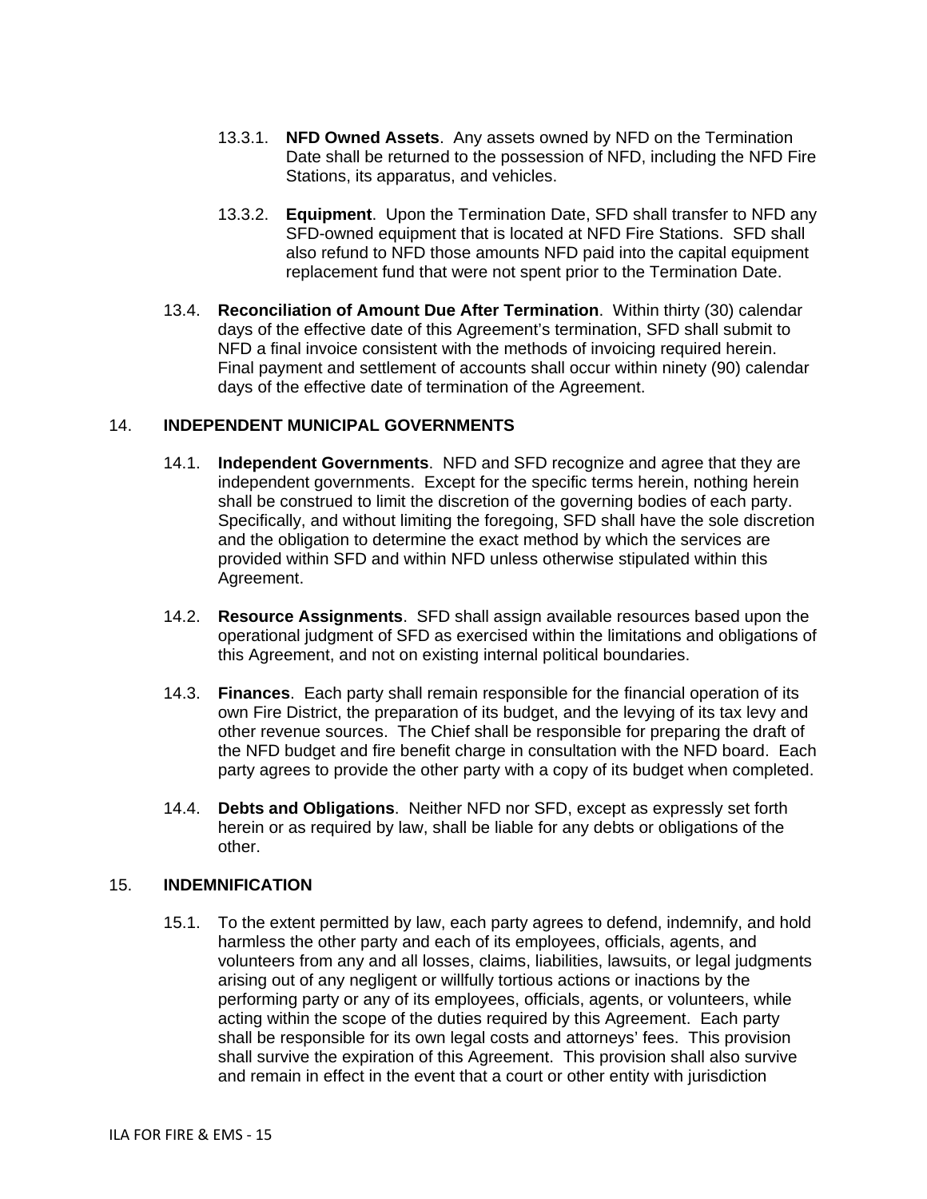13.3.1. **NFD Owned Assets**. Any assets owned by NFD on the Termination Date shall be returned to the possession of NFD, including the NFD Fire Stations, its apparatus, and vehicles.

13.3.2. **Equipment**. Upon the Termination Date, SFD shall transfer to NFD any SFD-owned equipment that is located at NFD Fire Stations. SFD shall also refund to NFD those amounts NFD paid into the capital equipment replacement fund that were not spent prior to the Termination Date.

13.4. **Reconciliation of Amount Due After Termination**. Within thirty (30) calendar days of the effective date of this Agreement's termination, SFD shall submit to NFD a final invoice consistent with the methods of invoicing required herein. Final payment and settlement of accounts shall occur within ninety (90) calendar days of the effective date of termination of the Agreement.

## 14. INDEPENDENT MUNICIPAL GOVERNMENTS

14.1. **Independent Governments**. NFD and SFD recognize and agree that they are independent governments. Except for the specific terms herein, nothing herein shall be construed to limit the discretion of the governing bodies of each party. Specifically, and without limiting the foregoing, SFD shall have the sole discretion and the obligation to determine the exact method by which the services are provided within SFD and within NFD unless otherwise stipulated within this Agreement.

14.2. **Resource Assignments**. SFD shall assign available resources based upon the operational judgment of SFD as exercised within the limitations and obligations of this Agreement, and not on existing internal political boundaries.

14.3. **Finances**. Each party shall remain responsible for the financial operation of its own Fire District, the preparation of its budget, and the levying of its tax levy and other revenue sources. The Chief shall be responsible for preparing the draft of the NFD budget and fire benefit charge in consultation with the NFD board. Each party agrees to provide the other party with a copy of its budget when completed.

14.4. **Debts and Obligations**. Neither NFD nor SFD, except as expressly set forth herein or as required by law, shall be liable for any debts or obligations of the other.

## 15. INDEMNIFICATION

15.1. To the extent permitted by law, each party agrees to defend, indemnify, and hold harmless the other party and each of its employees, officials, agents, and volunteers from any and all losses, claims, liabilities, lawsuits, or legal judgments arising out of any negligent or willfully tortious actions or inactions by the performing party or any of its employees, officials, agents, or volunteers, while acting within the scope of the duties required by this Agreement. Each party shall be responsible for its own legal costs and attorneys' fees. This provision shall survive the expiration of this Agreement. This provision shall also survive and remain in effect in the event that a court or other entity with jurisdiction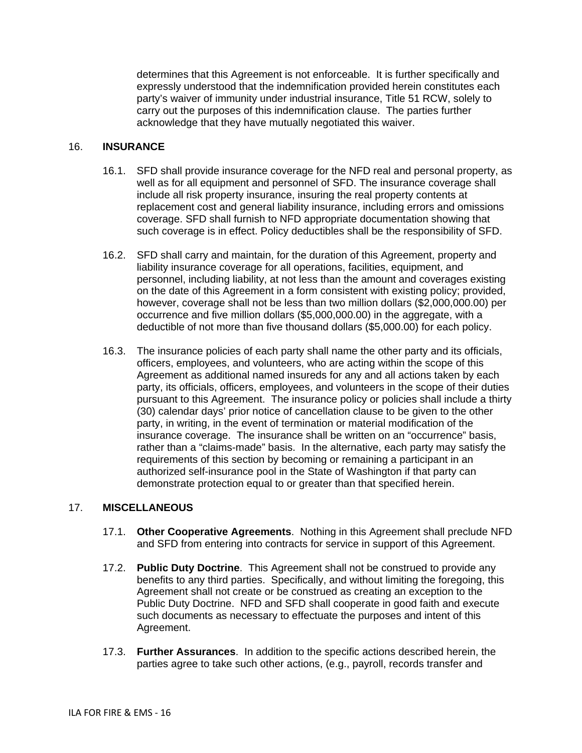determines that this Agreement is not enforceable. It is further specifically and expressly understood that the indemnification provided herein constitutes each party's waiver of immunity under industrial insurance, Title 51 RCW, solely to carry out the purposes of this indemnification clause. The parties further acknowledge that they have mutually negotiated this waiver.

16. **INSURANCE**

16.1. SFD shall provide insurance coverage for the NFD real and personal property, as well as for all equipment and personnel of SFD. The insurance coverage shall include all risk property insurance, insuring the real property contents at replacement cost and general liability insurance, including errors and omissions coverage. SFD shall furnish to NFD appropriate documentation showing that such coverage is in effect. Policy deductibles shall be the responsibility of SFD.

16.2. SFD shall carry and maintain, for the duration of this Agreement, property and liability insurance coverage for all operations, facilities, equipment, and personnel, including liability, at not less than the amount and coverages existing on the date of this Agreement in a form consistent with existing policy; provided, however, coverage shall not be less than two million dollars ($2,000,000.00) per occurrence and five million dollars ($5,000,000.00) in the aggregate, with a deductible of not more than five thousand dollars ($5,000.00) for each policy.

16.3. The insurance policies of each party shall name the other party and its officials, officers, employees, and volunteers, who are acting within the scope of this Agreement as additional named insureds for any and all actions taken by each party, its officials, officers, employees, and volunteers in the scope of their duties pursuant to this Agreement. The insurance policy or policies shall include a thirty (30) calendar days' prior notice of cancellation clause to be given to the other party, in writing, in the event of termination or material modification of the insurance coverage. The insurance shall be written on an "occurrence" basis, rather than a "claims-made" basis. In the alternative, each party may satisfy the requirements of this section by becoming or remaining a participant in an authorized self-insurance pool in the State of Washington if that party can demonstrate protection equal to or greater than that specified herein.

17. **MISCELLANEOUS**

17.1. **Other Cooperative Agreements**. Nothing in this Agreement shall preclude NFD and SFD from entering into contracts for service in support of this Agreement.

17.2. **Public Duty Doctrine**. This Agreement shall not be construed to provide any benefits to any third parties. Specifically, and without limiting the foregoing, this Agreement shall not create or be construed as creating an exception to the Public Duty Doctrine. NFD and SFD shall cooperate in good faith and execute such documents as necessary to effectuate the purposes and intent of this Agreement.

17.3. **Further Assurances**. In addition to the specific actions described herein, the parties agree to take such other actions, (e.g., payroll, records transfer and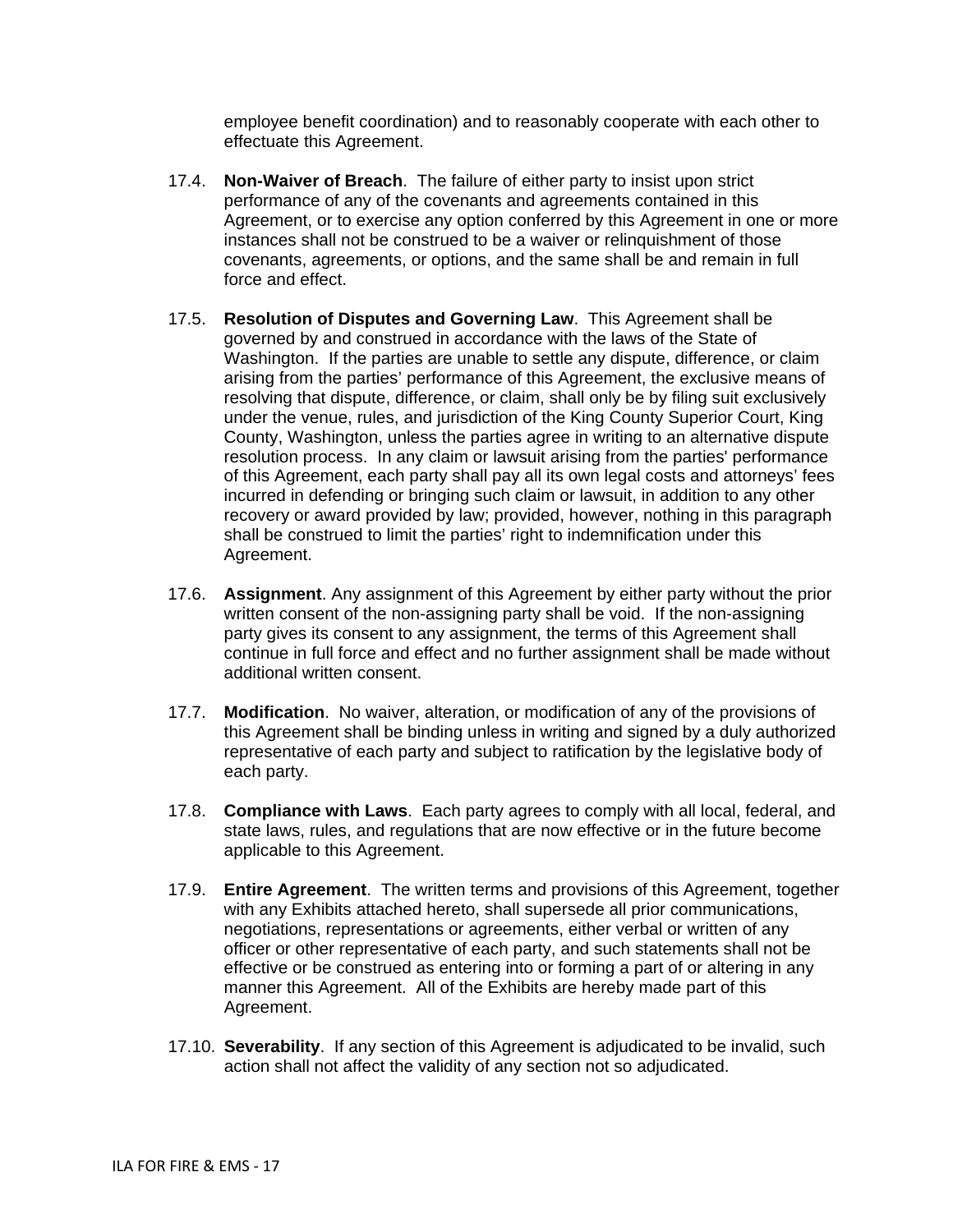employee benefit coordination) and to reasonably cooperate with each other to effectuate this Agreement.

17.4. **Non-Waiver of Breach**. The failure of either party to insist upon strict performance of any of the covenants and agreements contained in this Agreement, or to exercise any option conferred by this Agreement in one or more instances shall not be construed to be a waiver or relinquishment of those covenants, agreements, or options, and the same shall be and remain in full force and effect.

17.5. **Resolution of Disputes and Governing Law**. This Agreement shall be governed by and construed in accordance with the laws of the State of Washington. If the parties are unable to settle any dispute, difference, or claim arising from the parties' performance of this Agreement, the exclusive means of resolving that dispute, difference, or claim, shall only be by filing suit exclusively under the venue, rules, and jurisdiction of the King County Superior Court, King County, Washington, unless the parties agree in writing to an alternative dispute resolution process. In any claim or lawsuit arising from the parties' performance of this Agreement, each party shall pay all its own legal costs and attorneys' fees incurred in defending or bringing such claim or lawsuit, in addition to any other recovery or award provided by law; provided, however, nothing in this paragraph shall be construed to limit the parties' right to indemnification under this Agreement.

17.6. **Assignment**. Any assignment of this Agreement by either party without the prior written consent of the non-assigning party shall be void. If the non-assigning party gives its consent to any assignment, the terms of this Agreement shall continue in full force and effect and no further assignment shall be made without additional written consent.

17.7. **Modification**. No waiver, alteration, or modification of any of the provisions of this Agreement shall be binding unless in writing and signed by a duly authorized representative of each party and subject to ratification by the legislative body of each party.

17.8. **Compliance with Laws**. Each party agrees to comply with all local, federal, and state laws, rules, and regulations that are now effective or in the future become applicable to this Agreement.

17.9. **Entire Agreement**. The written terms and provisions of this Agreement, together with any Exhibits attached hereto, shall supersede all prior communications, negotiations, representations or agreements, either verbal or written of any officer or other representative of each party, and such statements shall not be effective or be construed as entering into or forming a part of or altering in any manner this Agreement. All of the Exhibits are hereby made part of this Agreement.

17.10. **Severability**. If any section of this Agreement is adjudicated to be invalid, such action shall not affect the validity of any section not so adjudicated.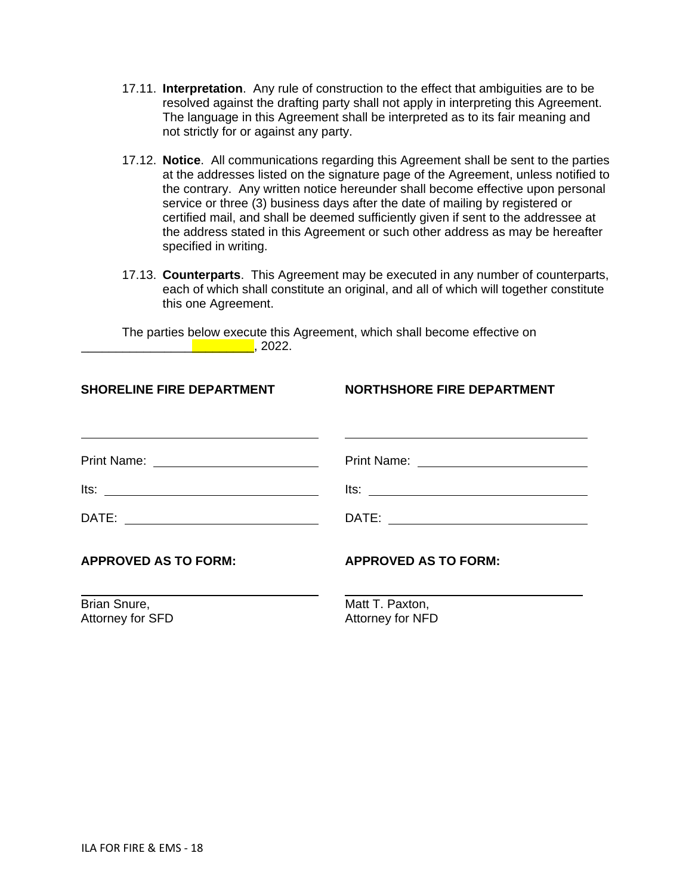17.11. **Interpretation**. Any rule of construction to the effect that ambiguities are to be resolved against the drafting party shall not apply in interpreting this Agreement. The language in this Agreement shall be interpreted as to its fair meaning and not strictly for or against any party.

17.12. **Notice**. All communications regarding this Agreement shall be sent to the parties at the addresses listed on the signature page of the Agreement, unless notified to the contrary. Any written notice hereunder shall become effective upon personal service or three (3) business days after the date of mailing by registered or certified mail, and shall be deemed sufficiently given if sent to the addressee at the address stated in this Agreement or such other address as may be hereafter specified in writing.

17.13. **Counterparts**. This Agreement may be executed in any number of counterparts, each of which shall constitute an original, and all of which will together constitute this one Agreement.

The parties below execute this Agreement, which shall become effective on ___________________________, 2022.

**SHORELINE FIRE DEPARTMENT**

______________________________

Print Name: ______________________

Its: ______________________

DATE: ______________________

**APPROVED AS TO FORM:**

______________________________

Brian Snure,
Attorney for SFD

**NORTHSHORE FIRE DEPARTMENT**

______________________________

Print Name: ______________________

Its: ______________________

DATE: ______________________

**APPROVED AS TO FORM:**

______________________________

Matt T. Paxton,
Attorney for NFD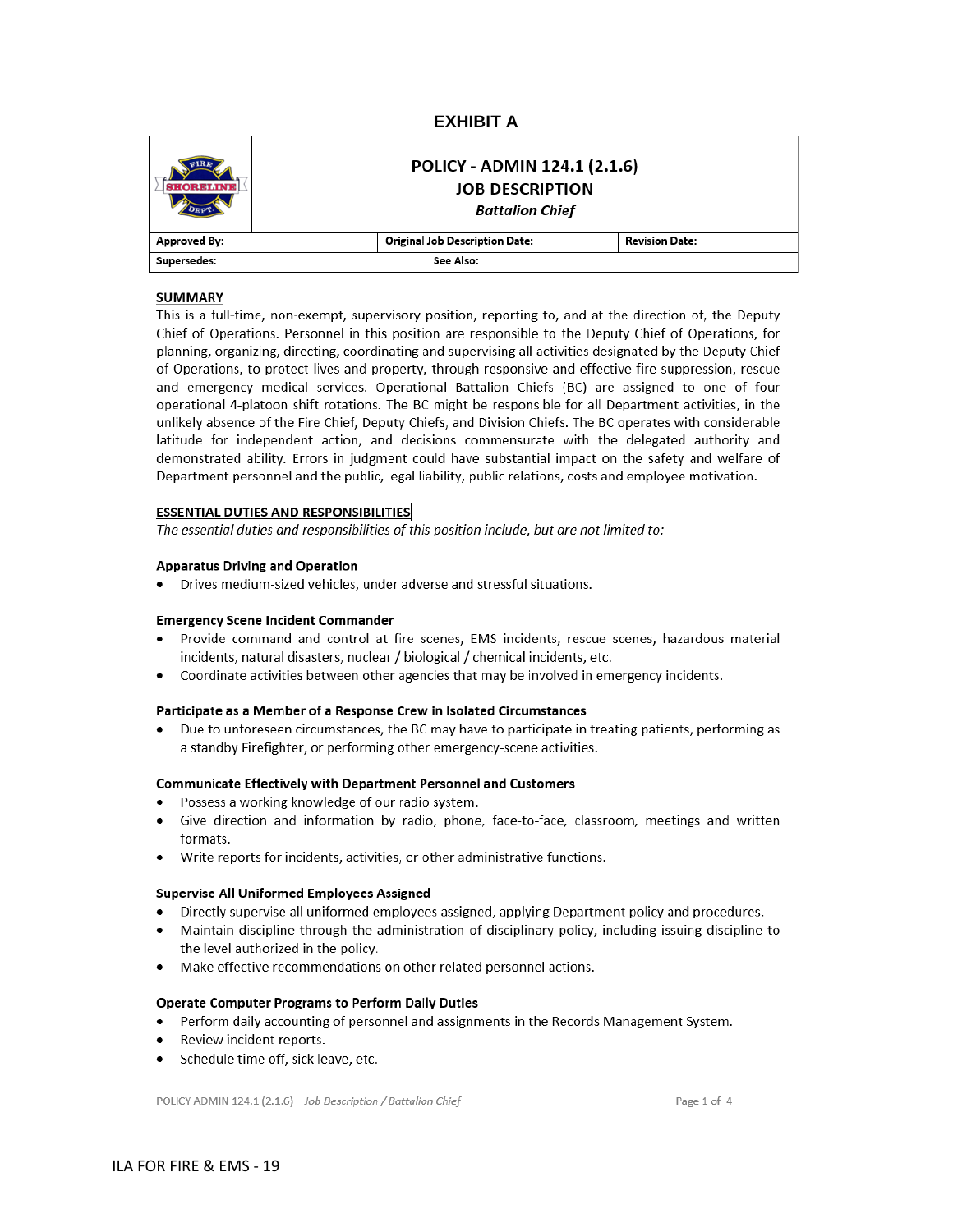# EXHIBIT A

## POLICY - ADMIN 124.1 (2.1.6)
## JOB DESCRIPTION
### *Battalion Chief*

| Approved By: | Original Job Description Date: | Revision Date: |
|---|---|---|
| Supersedes: | See Also: | |

**SUMMARY**

This is a full-time, non-exempt, supervisory position, reporting to, and at the direction of, the Deputy Chief of Operations. Personnel in this position are responsible to the Deputy Chief of Operations, for planning, organizing, directing, coordinating and supervising all activities designated by the Deputy Chief of Operations, to protect lives and property, through responsive and effective fire suppression, rescue and emergency medical services. Operational Battalion Chiefs (BC) are assigned to one of four operational 4-platoon shift rotations. The BC might be responsible for all Department activities, in the unlikely absence of the Fire Chief, Deputy Chiefs, and Division Chiefs. The BC operates with considerable latitude for independent action, and decisions commensurate with the delegated authority and demonstrated ability. Errors in judgment could have substantial impact on the safety and welfare of Department personnel and the public, legal liability, public relations, costs and employee motivation.

**ESSENTIAL DUTIES AND RESPONSIBILITIES**

*The essential duties and responsibilities of this position include, but are not limited to:*

**Apparatus Driving and Operation**

- Drives medium-sized vehicles, under adverse and stressful situations.

**Emergency Scene Incident Commander**

- Provide command and control at fire scenes, EMS incidents, rescue scenes, hazardous material incidents, natural disasters, nuclear / biological / chemical incidents, etc.
- Coordinate activities between other agencies that may be involved in emergency incidents.

**Participate as a Member of a Response Crew in Isolated Circumstances**

- Due to unforeseen circumstances, the BC may have to participate in treating patients, performing as a standby Firefighter, or performing other emergency-scene activities.

**Communicate Effectively with Department Personnel and Customers**

- Possess a working knowledge of our radio system.
- Give direction and information by radio, phone, face-to-face, classroom, meetings and written formats.
- Write reports for incidents, activities, or other administrative functions.

**Supervise All Uniformed Employees Assigned**

- Directly supervise all uniformed employees assigned, applying Department policy and procedures.
- Maintain discipline through the administration of disciplinary policy, including issuing discipline to the level authorized in the policy.
- Make effective recommendations on other related personnel actions.

**Operate Computer Programs to Perform Daily Duties**

- Perform daily accounting of personnel and assignments in the Records Management System.
- Review incident reports.
- Schedule time off, sick leave, etc.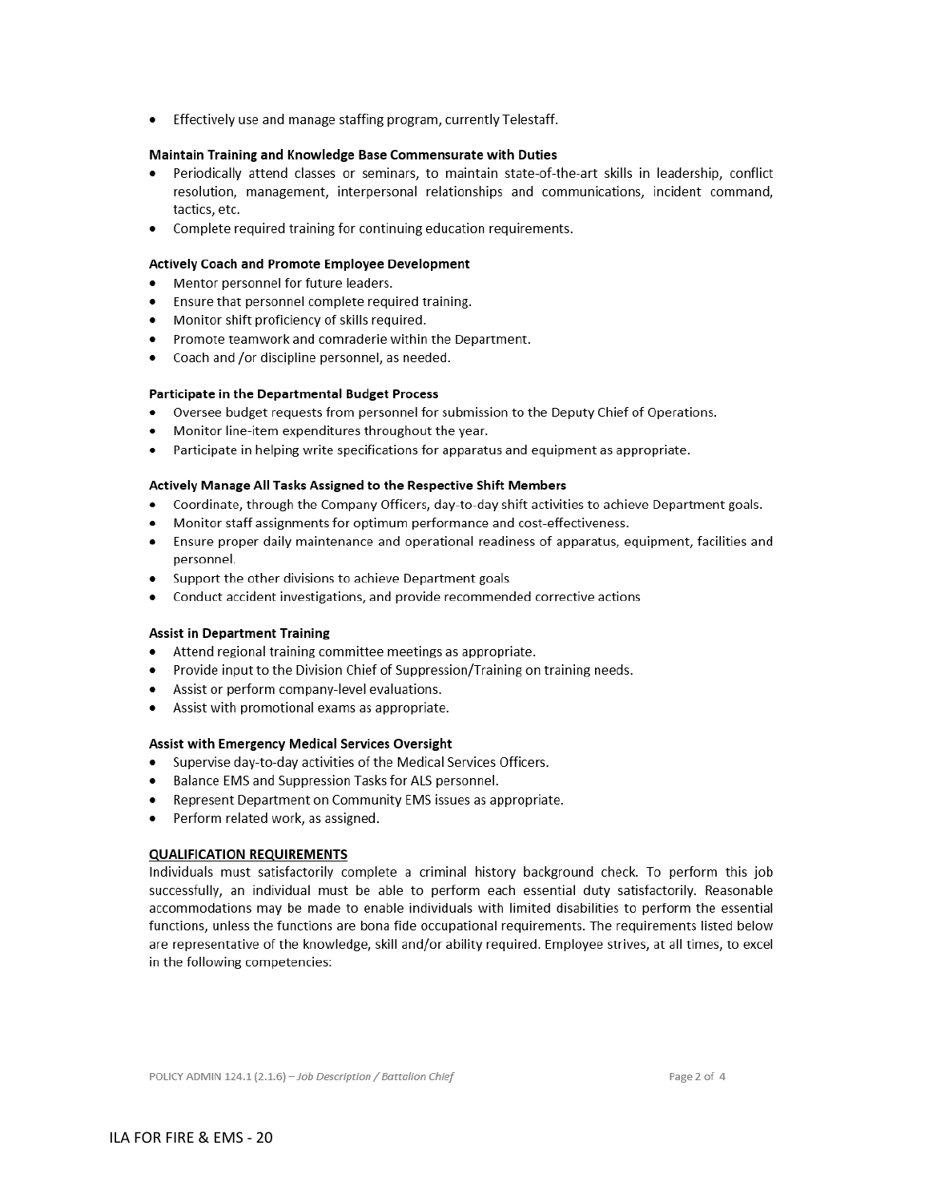- Effectively use and manage staffing program, currently Telestaff.

**Maintain Training and Knowledge Base Commensurate with Duties**

- Periodically attend classes or seminars, to maintain state-of-the-art skills in leadership, conflict resolution, management, interpersonal relationships and communications, incident command, tactics, etc.
- Complete required training for continuing education requirements.

**Actively Coach and Promote Employee Development**

- Mentor personnel for future leaders.
- Ensure that personnel complete required training.
- Monitor shift proficiency of skills required.
- Promote teamwork and comraderie within the Department.
- Coach and /or discipline personnel, as needed.

**Participate in the Departmental Budget Process**

- Oversee budget requests from personnel for submission to the Deputy Chief of Operations.
- Monitor line-item expenditures throughout the year.
- Participate in helping write specifications for apparatus and equipment as appropriate.

**Actively Manage All Tasks Assigned to the Respective Shift Members**

- Coordinate, through the Company Officers, day-to-day shift activities to achieve Department goals.
- Monitor staff assignments for optimum performance and cost-effectiveness.
- Ensure proper daily maintenance and operational readiness of apparatus, equipment, facilities and personnel.
- Support the other divisions to achieve Department goals
- Conduct accident investigations, and provide recommended corrective actions

**Assist in Department Training**

- Attend regional training committee meetings as appropriate.
- Provide input to the Division Chief of Suppression/Training on training needs.
- Assist or perform company-level evaluations.
- Assist with promotional exams as appropriate.

**Assist with Emergency Medical Services Oversight**

- Supervise day-to-day activities of the Medical Services Officers.
- Balance EMS and Suppression Tasks for ALS personnel.
- Represent Department on Community EMS issues as appropriate.
- Perform related work, as assigned.

**QUALIFICATION REQUIREMENTS**

Individuals must satisfactorily complete a criminal history background check. To perform this job successfully, an individual must be able to perform each essential duty satisfactorily. Reasonable accommodations may be made to enable individuals with limited disabilities to perform the essential functions, unless the functions are bona fide occupational requirements. The requirements listed below are representative of the knowledge, skill and/or ability required. Employee strives, at all times, to excel in the following competencies: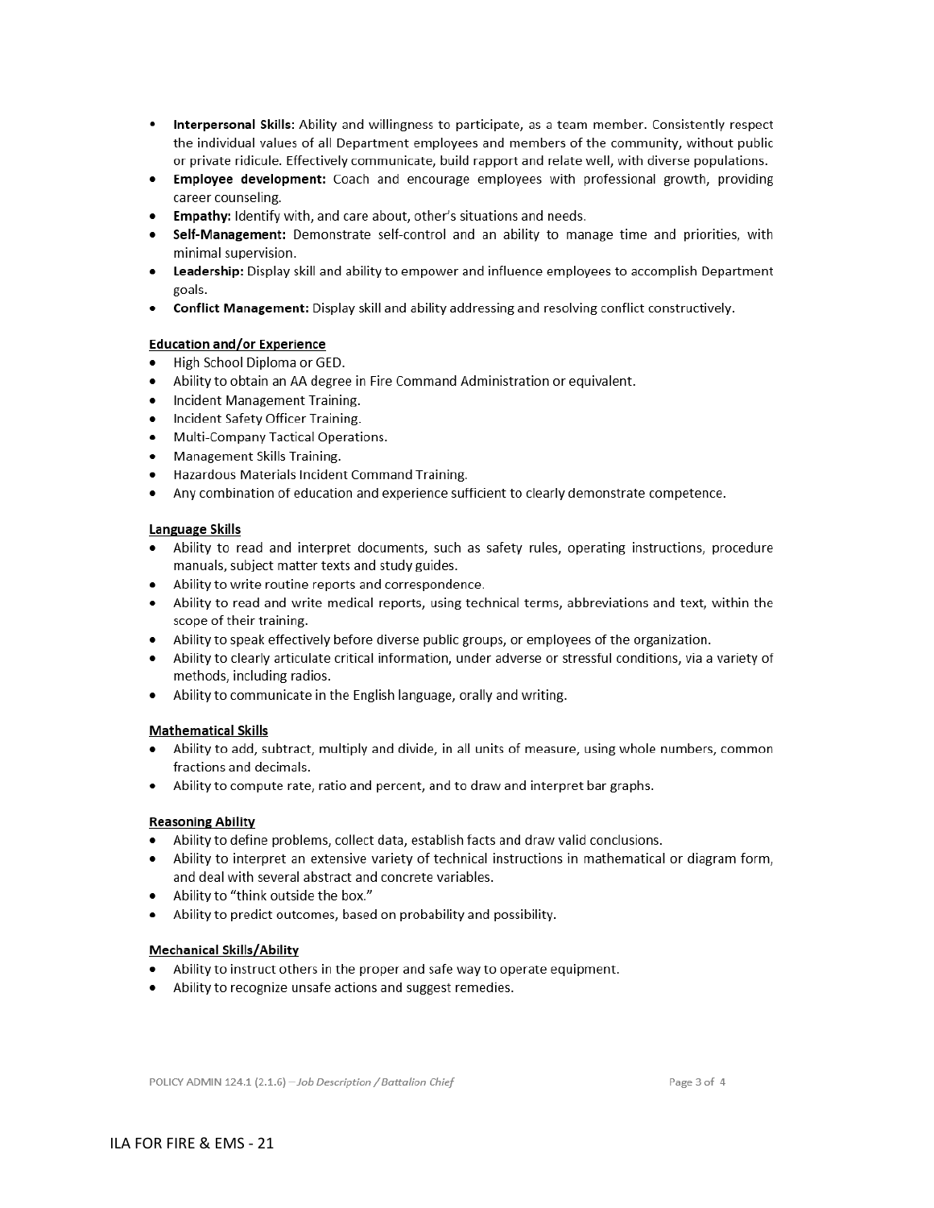- **Interpersonal Skills**: Ability and willingness to participate, as a team member. Consistently respect the individual values of all Department employees and members of the community, without public or private ridicule. Effectively communicate, build rapport and relate well, with diverse populations.
- **Employee development:** Coach and encourage employees with professional growth, providing career counseling.
- **Empathy:** Identify with, and care about, other's situations and needs.
- **Self-Management:** Demonstrate self-control and an ability to manage time and priorities, with minimal supervision.
- **Leadership:** Display skill and ability to empower and influence employees to accomplish Department goals.
- **Conflict Management:** Display skill and ability addressing and resolving conflict constructively.

**Education and/or Experience**

- High School Diploma or GED.
- Ability to obtain an AA degree in Fire Command Administration or equivalent.
- Incident Management Training.
- Incident Safety Officer Training.
- Multi-Company Tactical Operations.
- Management Skills Training.
- Hazardous Materials Incident Command Training.
- Any combination of education and experience sufficient to clearly demonstrate competence.

**Language Skills**

- Ability to read and interpret documents, such as safety rules, operating instructions, procedure manuals, subject matter texts and study guides.
- Ability to write routine reports and correspondence.
- Ability to read and write medical reports, using technical terms, abbreviations and text, within the scope of their training.
- Ability to speak effectively before diverse public groups, or employees of the organization.
- Ability to clearly articulate critical information, under adverse or stressful conditions, via a variety of methods, including radios.
- Ability to communicate in the English language, orally and writing.

**Mathematical Skills**

- Ability to add, subtract, multiply and divide, in all units of measure, using whole numbers, common fractions and decimals.
- Ability to compute rate, ratio and percent, and to draw and interpret bar graphs.

**Reasoning Ability**

- Ability to define problems, collect data, establish facts and draw valid conclusions.
- Ability to interpret an extensive variety of technical instructions in mathematical or diagram form, and deal with several abstract and concrete variables.
- Ability to "think outside the box."
- Ability to predict outcomes, based on probability and possibility.

**Mechanical Skills/Ability**

- Ability to instruct others in the proper and safe way to operate equipment.
- Ability to recognize unsafe actions and suggest remedies.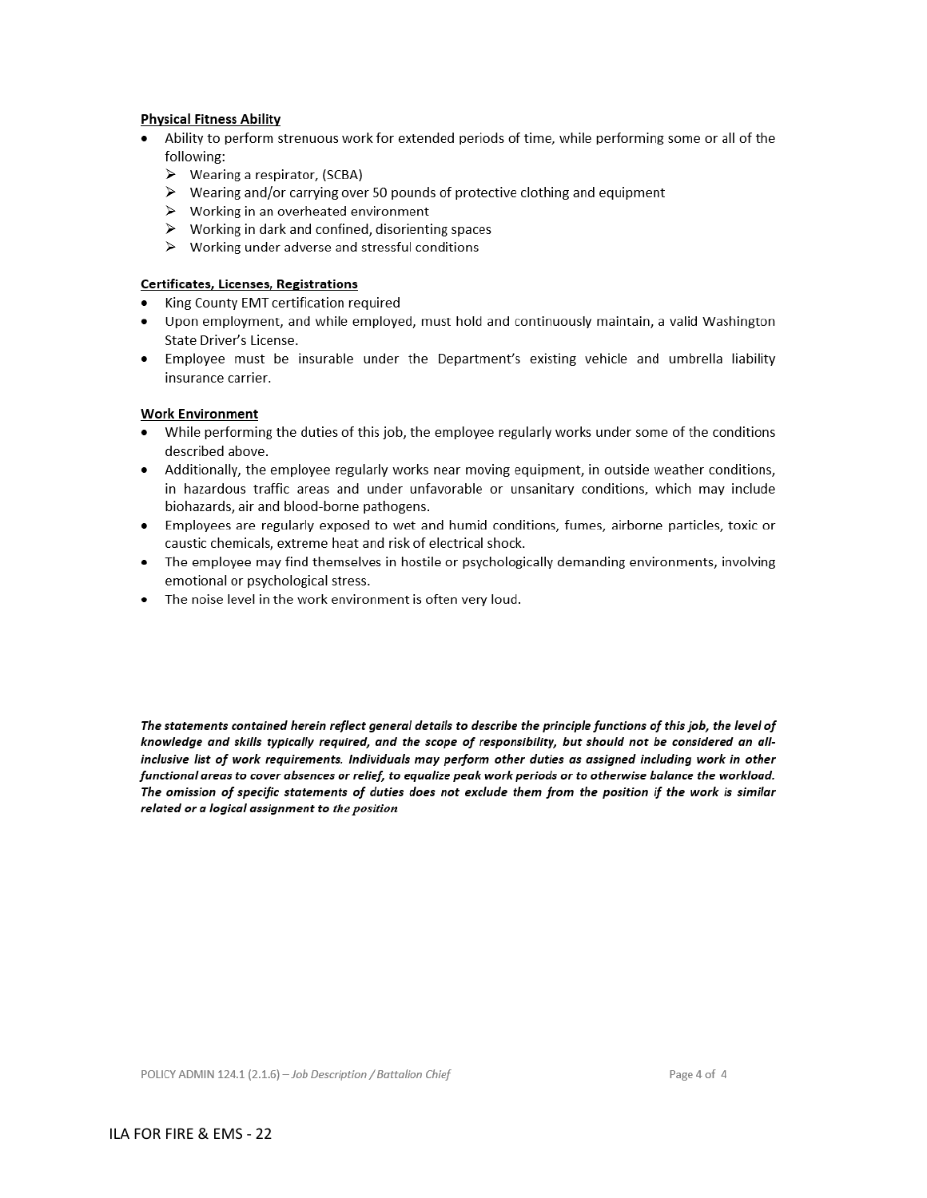**Physical Fitness Ability**

- Ability to perform strenuous work for extended periods of time, while performing some or all of the following:
  - Wearing a respirator, (SCBA)
  - Wearing and/or carrying over 50 pounds of protective clothing and equipment
  - Working in an overheated environment
  - Working in dark and confined, disorienting spaces
  - Working under adverse and stressful conditions

**Certificates, Licenses, Registrations**

- King County EMT certification required
- Upon employment, and while employed, must hold and continuously maintain, a valid Washington State Driver's License.
- Employee must be insurable under the Department's existing vehicle and umbrella liability insurance carrier.

**Work Environment**

- While performing the duties of this job, the employee regularly works under some of the conditions described above.
- Additionally, the employee regularly works near moving equipment, in outside weather conditions, in hazardous traffic areas and under unfavorable or unsanitary conditions, which may include biohazards, air and blood-borne pathogens.
- Employees are regularly exposed to wet and humid conditions, fumes, airborne particles, toxic or caustic chemicals, extreme heat and risk of electrical shock.
- The employee may find themselves in hostile or psychologically demanding environments, involving emotional or psychological stress.
- The noise level in the work environment is often very loud.

***The statements contained herein reflect general details to describe the principle functions of this job, the level of knowledge and skills typically required, and the scope of responsibility, but should not be considered an all-inclusive list of work requirements. Individuals may perform other duties as assigned including work in other functional areas to cover absences or relief, to equalize peak work periods or to otherwise balance the workload. The omission of specific statements of duties does not exclude them from the position if the work is similar related or a logical assignment to the position***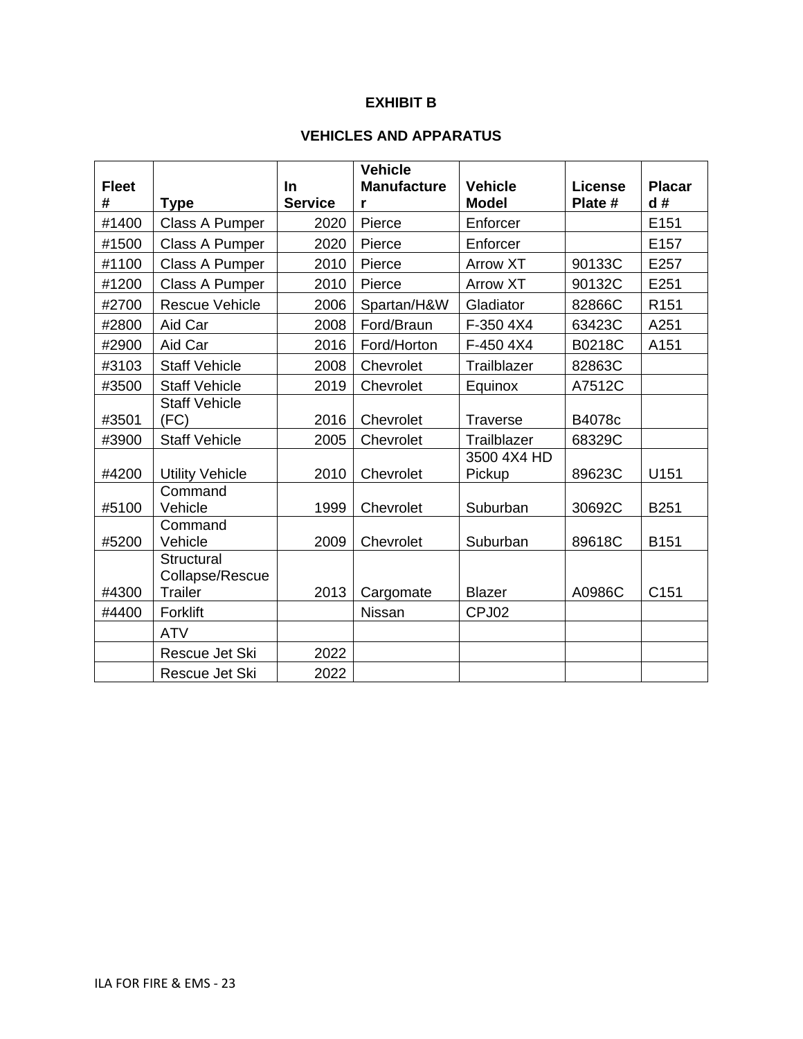**EXHIBIT B**

**VEHICLES AND APPARATUS**

| Fleet # | Type | In Service | Vehicle Manufacturer | Vehicle Model | License Plate # | Placard # |
|---|---|---|---|---|---|---|
| #1400 | Class A Pumper | 2020 | Pierce | Enforcer | | E151 |
| #1500 | Class A Pumper | 2020 | Pierce | Enforcer | | E157 |
| #1100 | Class A Pumper | 2010 | Pierce | Arrow XT | 90133C | E257 |
| #1200 | Class A Pumper | 2010 | Pierce | Arrow XT | 90132C | E251 |
| #2700 | Rescue Vehicle | 2006 | Spartan/H&W | Gladiator | 82866C | R151 |
| #2800 | Aid Car | 2008 | Ford/Braun | F-350 4X4 | 63423C | A251 |
| #2900 | Aid Car | 2016 | Ford/Horton | F-450 4X4 | B0218C | A151 |
| #3103 | Staff Vehicle | 2008 | Chevrolet | Trailblazer | 82863C | |
| #3500 | Staff Vehicle | 2019 | Chevrolet | Equinox | A7512C | |
| #3501 | Staff Vehicle (FC) | 2016 | Chevrolet | Traverse | B4078c | |
| #3900 | Staff Vehicle | 2005 | Chevrolet | Trailblazer | 68329C | |
| #4200 | Utility Vehicle | 2010 | Chevrolet | 3500 4X4 HD Pickup | 89623C | U151 |
| #5100 | Command Vehicle | 1999 | Chevrolet | Suburban | 30692C | B251 |
| #5200 | Command Vehicle | 2009 | Chevrolet | Suburban | 89618C | B151 |
| #4300 | Structural Collapse/Rescue Trailer | 2013 | Cargomate | Blazer | A0986C | C151 |
| #4400 | Forklift | | Nissan | CPJ02 | | |
| | ATV | | | | | |
| | Rescue Jet Ski | 2022 | | | | |
| | Rescue Jet Ski | 2022 | | | | |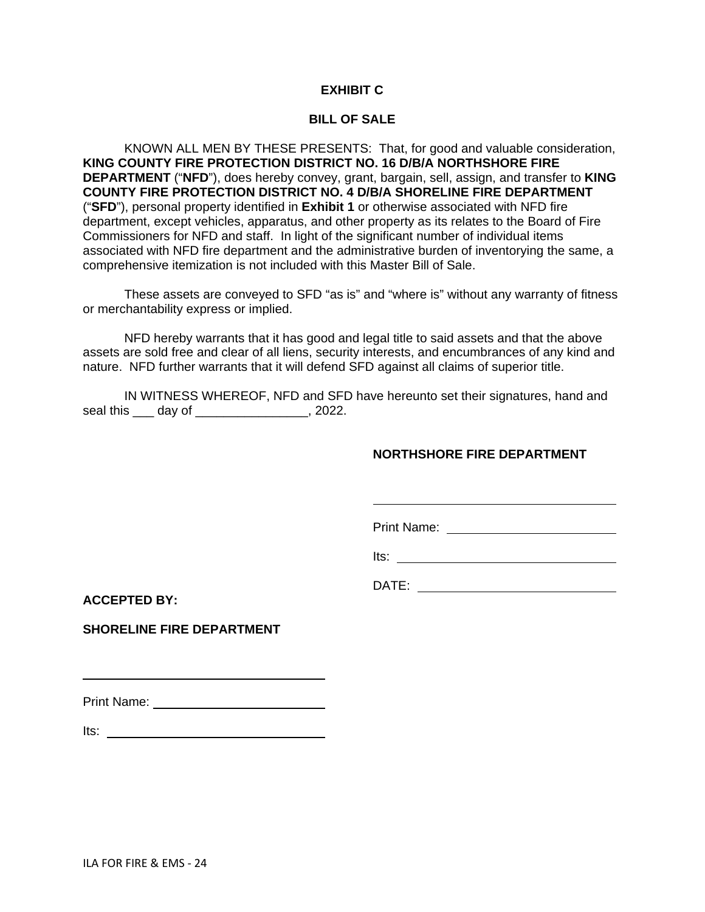# EXHIBIT C

## BILL OF SALE

KNOWN ALL MEN BY THESE PRESENTS: That, for good and valuable consideration, **KING COUNTY FIRE PROTECTION DISTRICT NO. 16 D/B/A NORTHSHORE FIRE DEPARTMENT** ("**NFD**"), does hereby convey, grant, bargain, sell, assign, and transfer to **KING COUNTY FIRE PROTECTION DISTRICT NO. 4 D/B/A SHORELINE FIRE DEPARTMENT** ("**SFD**"), personal property identified in **Exhibit 1** or otherwise associated with NFD fire department, except vehicles, apparatus, and other property as its relates to the Board of Fire Commissioners for NFD and staff. In light of the significant number of individual items associated with NFD fire department and the administrative burden of inventorying the same, a comprehensive itemization is not included with this Master Bill of Sale.

These assets are conveyed to SFD "as is" and "where is" without any warranty of fitness or merchantability express or implied.

NFD hereby warrants that it has good and legal title to said assets and that the above assets are sold free and clear of all liens, security interests, and encumbrances of any kind and nature. NFD further warrants that it will defend SFD against all claims of superior title.

IN WITNESS WHEREOF, NFD and SFD have hereunto set their signatures, hand and seal this ___ day of ________________, 2022.

**NORTHSHORE FIRE DEPARTMENT**

______________________________

Print Name: ______________________

Its: ______________________

DATE: ______________________

**ACCEPTED BY:**

**SHORELINE FIRE DEPARTMENT**

______________________________

Print Name: ______________________

Its: ______________________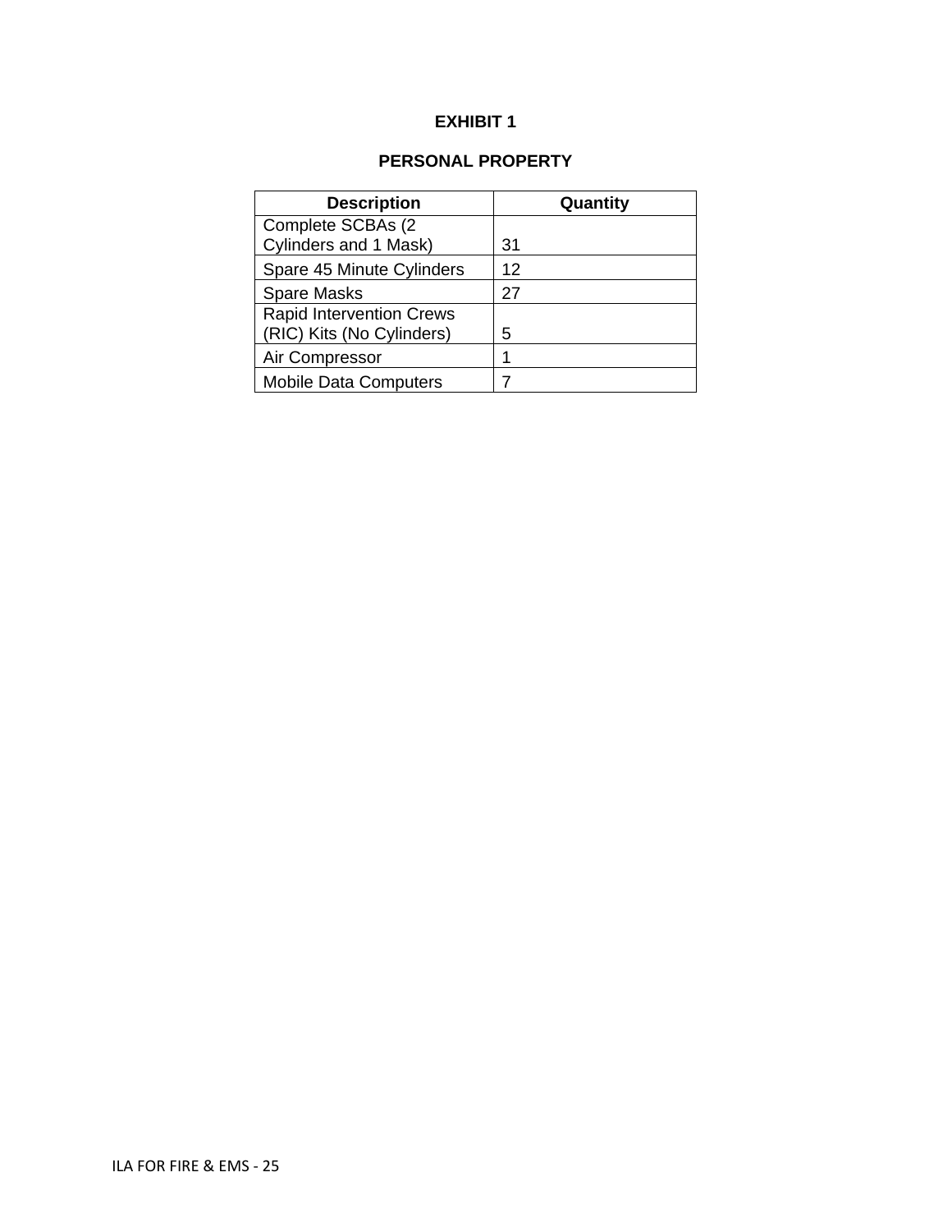# EXHIBIT 1

## PERSONAL PROPERTY

| Description | Quantity |
|---|---|
| Complete SCBAs (2 Cylinders and 1 Mask) | 31 |
| Spare 45 Minute Cylinders | 12 |
| Spare Masks | 27 |
| Rapid Intervention Crews (RIC) Kits (No Cylinders) | 5 |
| Air Compressor | 1 |
| Mobile Data Computers | 7 |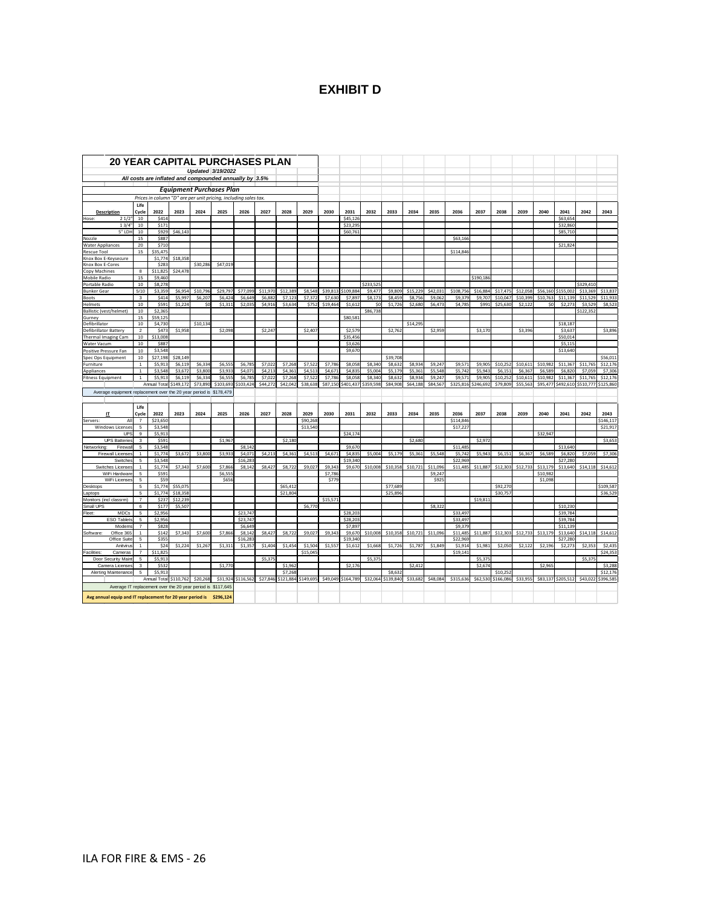# EXHIBIT D

## 20 YEAR CAPITAL PURCHASES PLAN

*Updated 3/19/2022*

*All costs are inflated and compounded annually by 3.5%*

### Equipment Purchases Plan

*Prices in column "D" are per unit pricing, including sales tax.*

| Description | | Life Cycle | 2022 | 2023 | 2024 | 2025 | 2026 | 2027 | 2028 | 2029 | 2030 | 2031 | 2032 | 2033 | 2034 | 2035 | 2036 | 2037 | 2038 | 2039 | 2040 | 2041 | 2042 | 2043 |
|---|---|---|---|---|---|---|---|---|---|---|---|---|---|---|---|---|---|---|---|---|---|---|---|---|
| Hose: | 2 1/2" | 10 | $414 | | | | | | | | | $45,126 | | | | | | | | | | $63,654 | | |
| | 1 3/4" | 10 | $171 | | | | | | | | | $23,295 | | | | | | | | | | $32,860 | | |
| | 5" LDH | 10 | $929 | $46,143 | | | | | | | | $60,761 | | | | | | | | | | $85,710 | | |
| Nozzle | | 15 | $887 | | | | | | | | | | | | | | $63,166 | | | | | | | |
| Water Appliances | | 20 | $710 | | | | | | | | | | | | | | | | | | | $21,824 | | |
| Rescue Tool | | 15 | $35,475 | | | | | | | | | | | | | | $114,846 | | | | | | | |
| Knox Box E-Keysecure | | | $1,774 | $18,358 | | | | | | | | | | | | | | | | | | | | |
| Knox Box E-Cores | | | $283 | | $30,286 | $47,019 | | | | | | | | | | | | | | | | | | |
| Copy Machines | | 8 | $11,825 | $24,478 | | | | | | | | | | | | | | | | | | | | |
| Mobile Radio | | 15 | $9,460 | | | | | | | | | | | | | | | $190,186 | | | | | | |
| Portable Radio | | 10 | $8,278 | | | | | | | | | | $233,525 | | | | | | | | | | $329,410 | |
| Bunker Gear | | 5/10 | $3,359 | $6,954 | $10,796 | $29,797 | $77,099 | $11,970 | $12,389 | $8,548 | $39,813 | $109,884 | $9,477 | $9,809 | $15,229 | $42,031 | $108,756 | $16,884 | $17,475 | $12,058 | $56,160 | $155,002 | $13,369 | $13,837 |
| Boots | | 3 | $414 | $5,997 | $6,207 | $6,424 | $6,649 | $6,882 | $7,123 | $7,372 | $7,630 | $7,897 | $8,173 | $8,459 | $8,756 | $9,062 | $9,379 | $9,707 | $10,047 | $10,399 | $10,763 | $11,139 | $11,529 | $11,933 |
| Helmets | | 10 | $591 | $1,224 | $0 | $1,311 | $2,035 | $4,916 | $3,634 | $752 | $19,464 | $1,612 | $0 | $1,726 | $2,680 | $6,473 | $4,785 | $991 | $25,630 | $2,122 | $0 | $2,273 | $3,529 | $8,523 |
| Ballistic (vest/helmet) | | 10 | $2,365 | | | | | | | | | | $86,738 | | | | | | | | | | $122,352 | |
| Gurney | | 15 | $59,125 | | | | | | | | | $80,581 | | | | | | | | | | | | |
| Defibrillator | | 10 | $4,730 | | $10,134 | | | | | | | | | | $14,295 | | | | | | | $18,187 | | |
| Defibrillator Battery | | 2 | $473 | $1,958 | | $2,098 | | $2,247 | | $2,407 | | $2,579 | | $2,762 | | $2,959 | | $3,170 | | $3,396 | | $3,637 | | $3,896 |
| Thermal Imaging Cam | | 10 | $13,008 | | | | | | | | | $35,456 | | | | | | | | | | $50,014 | | |
| Water Vacum | | 10 | $887 | | | | | | | | | $3,626 | | | | | | | | | | $5,115 | | |
| Positive Pressure Fan | | 10 | $3,548 | | | | | | | | | $9,670 | | | | | | | | | | $13,640 | | |
| Spec Ops Equipment | | 10 | $27,198 | $28,149 | | | | | | | | | | $39,708 | | | | | | | | | | $56,011 |
| Furniture | | 1 | $5,913 | $6,119 | $6,334 | $6,555 | $6,785 | $7,022 | $7,268 | $7,522 | $7,786 | $8,058 | $8,340 | $8,632 | $8,934 | $9,247 | $9,571 | $9,905 | $10,252 | $10,611 | $10,982 | $11,367 | $11,765 | $12,176 |
| Appliances | | 1 | $3,548 | $3,672 | $3,800 | $3,933 | $4,071 | $4,213 | $4,361 | $4,513 | $4,671 | $4,835 | $5,004 | $5,179 | $5,361 | $5,548 | $5,742 | $5,943 | $6,151 | $6,367 | $6,589 | $6,820 | $7,059 | $7,306 |
| Fitness Equipment | | 1 | $5,913 | $6,119 | $6,334 | $6,555 | $6,785 | $7,022 | $7,268 | $7,522 | $7,786 | $8,058 | $8,340 | $8,632 | $8,934 | $9,247 | $9,571 | $9,905 | $10,252 | $10,611 | $10,982 | $11,367 | $11,765 | $12,176 |
| | | | Annual Total | $149,172 | $73,890 | $103,693 | $103,424 | $44,272 | $42,042 | $38,638 | $87,150 | $401,437 | $359,598 | $84,908 | $64,188 | $84,567 | $325,816 | $246,692 | $79,809 | $55,563 | $95,477 | $492,610 | $510,777 | $125,860 |

Average equipment replacement over the 20 year period is $178,479

| IT | | Life Cycle | 2022 | 2023 | 2024 | 2025 | 2026 | 2027 | 2028 | 2029 | 2030 | 2031 | 2032 | 2033 | 2034 | 2035 | 2036 | 2037 | 2038 | 2039 | 2040 | 2041 | 2042 | 2043 |
|---|---|---|---|---|---|---|---|---|---|---|---|---|---|---|---|---|---|---|---|---|---|---|---|---|
| Servers: | All | 7 | $23,650 | | | | | | | $90,268 | | | | | | | $114,846 | | | | | | | $146,117 |
| | Windows Licenses | 5 | $3,548 | | | | | | | $13,540 | | | | | | | $17,227 | | | | | | | $21,917 |
| | UPS | 9 | $5,913 | | | | | | | | | $24,174 | | | | | | | | | $32,947 | | | |
| | UPS Batteries | 3 | $591 | | | $1,967 | | | $2,180 | | | | | | $2,680 | | | $2,972 | | | | | | $3,653 |
| Networking: | Firewall | 5 | $3,548 | | | | $8,142 | | | | | $9,670 | | | | | $11,485 | | | | | $13,640 | | |
| | Firewall Licenses | 1 | $1,774 | $3,672 | $3,800 | $3,933 | $4,071 | $4,213 | $4,361 | $4,513 | $4,671 | $4,835 | $5,004 | $5,179 | $5,361 | $5,548 | $5,742 | $5,943 | $6,151 | $6,367 | $6,589 | $6,820 | $7,059 | $7,306 |
| | Switches | 5 | $3,548 | | | | $16,283 | | | | | $19,340 | | | | | $22,969 | | | | | $27,280 | | |
| | Switches Licenses | 1 | $1,774 | $7,343 | $7,600 | $7,866 | $8,142 | $8,427 | $8,722 | $9,027 | $9,343 | $9,670 | $10,008 | $10,358 | $10,721 | $11,096 | $11,485 | $11,887 | $12,303 | $12,733 | $13,179 | $13,640 | $14,118 | $14,612 |
| | WiFi Hardware | 5 | $591 | | | $6,555 | | | | | $7,786 | | | | | $9,247 | | | | | $10,982 | | | |
| | WiFi Licenses | 5 | $59 | | | $656 | | | | | $779 | | | | | $925 | | | | | $1,098 | | | |
| Desktops | | 5 | $1,774 | $55,075 | | | | | $65,412 | | | | | $77,689 | | | | | $92,270 | | | | | $109,587 |
| Laptops | | 5 | $1,774 | $18,358 | | | | | $21,804 | | | | | $25,896 | | | | | $30,757 | | | | | $36,529 |
| Monitors (incl classrm) | | 7 | $237 | $12,239 | | | | | | | $15,571 | | | | | | | $19,811 | | | | | | |
| Small UPS | | 6 | $177 | $5,507 | | | | | | $6,770 | | | | | | $8,322 | | | | | | $10,230 | | |
| Fleet: | MDCs | 5 | $2,956 | | | | $23,747 | | | | | $28,203 | | | | | $33,497 | | | | | $39,784 | | |
| | ESO Tablets | 5 | $2,956 | | | | $23,747 | | | | | $28,203 | | | | | $33,497 | | | | | $39,784 | | |
| | Modems | 7 | $828 | | | | $6,649 | | | | | $7,897 | | | | | $9,379 | | | | | $11,139 | | |
| Software: | Office 365 | 1 | $142 | $7,343 | $7,600 | $7,866 | $8,142 | $8,427 | $8,722 | $9,027 | $9,343 | $9,670 | $10,008 | $10,358 | $10,721 | $11,096 | $11,485 | $11,887 | $12,303 | $12,733 | $13,179 | $13,640 | $14,118 | $14,612 |
| | Office Suite | 5 | $355 | | | | $16,283 | | | | | $19,340 | | | | | $22,969 | | | | | $27,280 | | |
| | Antivirus | 1 | $24 | $1,224 | $1,267 | $1,311 | $1,357 | $1,404 | $1,454 | $1,504 | $1,557 | $1,612 | $1,668 | $1,726 | $1,787 | $1,849 | $1,914 | $1,981 | $2,050 | $2,122 | $2,196 | $2,273 | $2,353 | $2,435 |
| Facilities: | Cameras | 7 | $11,825 | | | | | | | $15,045 | | | | | | | $19,141 | | | | | | | $24,353 |
| | Door Security Maint | 5 | $5,913 | | | | | $5,375 | | | | | $5,375 | | | | | $5,375 | | | | | $5,375 | |
| | Camera Licenses | 3 | $532 | | | $1,770 | | | $1,962 | | | $2,176 | | | $2,412 | | | $2,674 | | | $2,965 | | | $3,288 |
| | Alerting Maintenance | 5 | $5,913 | | | | | | $7,268 | | | | | $8,632 | | | | | $10,252 | | | | | $12,176 |
| | | | Annual Total | $110,762 | $20,268 | $31,924 | $116,562 | $27,846 | $121,884 | $149,695 | $49,049 | $164,789 | $32,064 | $139,840 | $33,682 | $48,084 | $315,636 | $62,530 | $166,086 | $33,955 | $83,137 | $205,512 | $43,022 | $396,585 |

Average IT replacement over the 20 year period is $117,645

**Avg annual equip and IT replacement for 20 year period is $296,124**